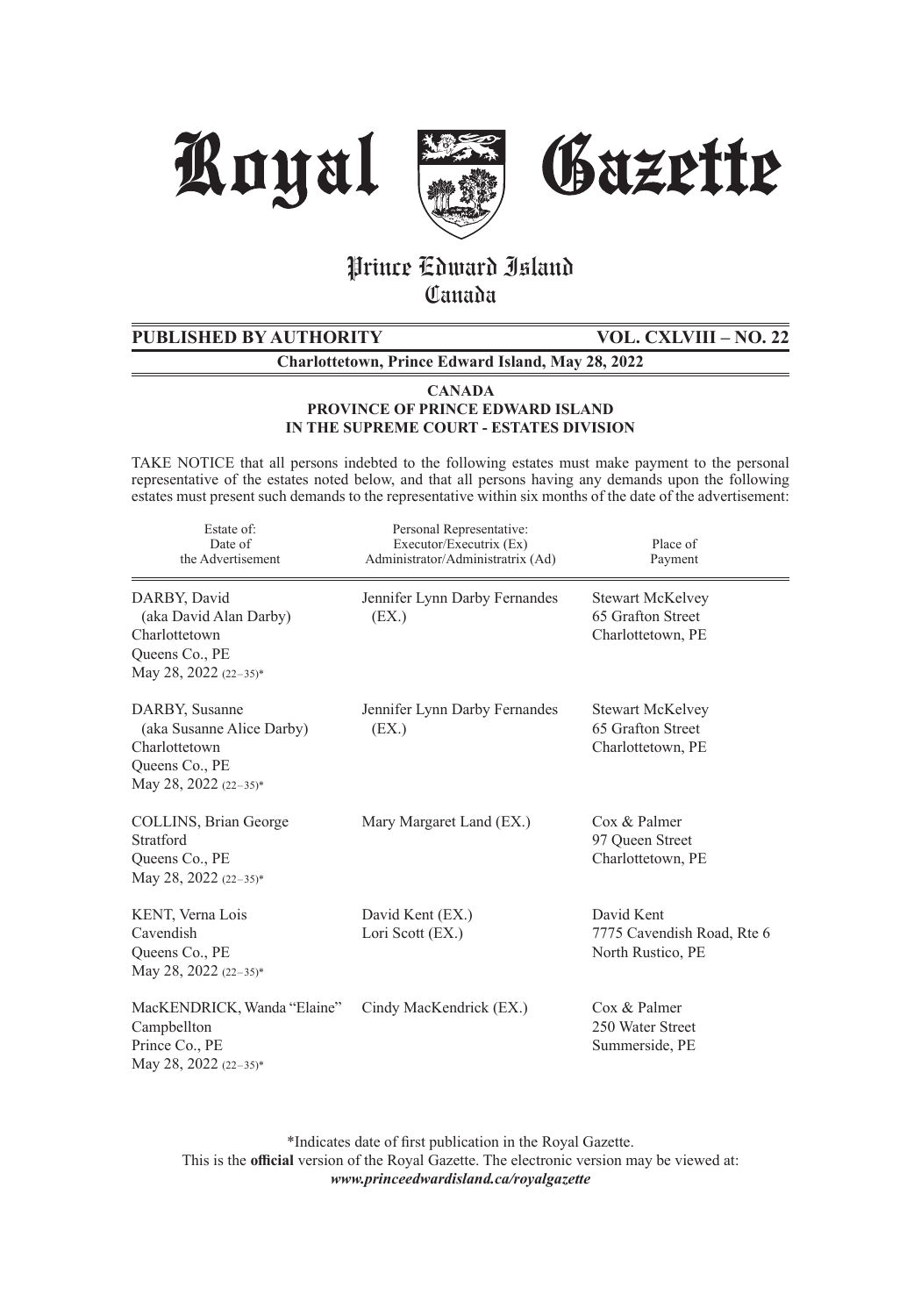# Royal Gazette

## Prince Edward Island
## Canada

**PUBLISHED BY AUTHORITY** **VOL. CXLVIII – NO. 22**

**Charlottetown, Prince Edward Island, May 28, 2022**

**CANADA**
**PROVINCE OF PRINCE EDWARD ISLAND**
**IN THE SUPREME COURT - ESTATES DIVISION**

TAKE NOTICE that all persons indebted to the following estates must make payment to the personal representative of the estates noted below, and that all persons having any demands upon the following estates must present such demands to the representative within six months of the date of the advertisement:

| Estate of: Date of the Advertisement | Personal Representative: Executor/Executrix (Ex) Administrator/Administratrix (Ad) | Place of Payment |
|---|---|---|
| DARBY, David (aka David Alan Darby) Charlottetown Queens Co., PE May 28, 2022 (22–35)* | Jennifer Lynn Darby Fernandes (EX.) | Stewart McKelvey 65 Grafton Street Charlottetown, PE |
| DARBY, Susanne (aka Susanne Alice Darby) Charlottetown Queens Co., PE May 28, 2022 (22–35)* | Jennifer Lynn Darby Fernandes (EX.) | Stewart McKelvey 65 Grafton Street Charlottetown, PE |
| COLLINS, Brian George Stratford Queens Co., PE May 28, 2022 (22–35)* | Mary Margaret Land (EX.) | Cox & Palmer 97 Queen Street Charlottetown, PE |
| KENT, Verna Lois Cavendish Queens Co., PE May 28, 2022 (22–35)* | David Kent (EX.) Lori Scott (EX.) | David Kent 7775 Cavendish Road, Rte 6 North Rustico, PE |
| MacKENDRICK, Wanda "Elaine" Campbellton Prince Co., PE May 28, 2022 (22–35)* | Cindy MacKendrick (EX.) | Cox & Palmer 250 Water Street Summerside, PE |

*Indicates date of first publication in the Royal Gazette.
This is the **official** version of the Royal Gazette. The electronic version may be viewed at: ***www.princeedwardisland.ca/royalgazette***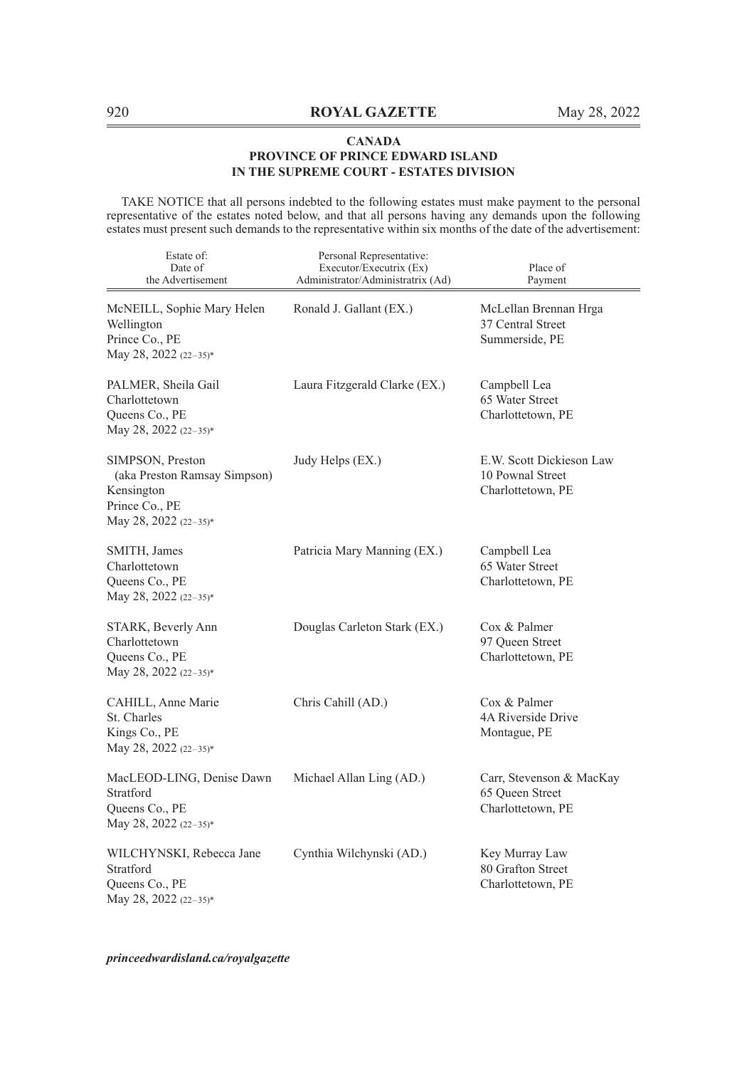**CANADA**
**PROVINCE OF PRINCE EDWARD ISLAND**
**IN THE SUPREME COURT - ESTATES DIVISION**

TAKE NOTICE that all persons indebted to the following estates must make payment to the personal representative of the estates noted below, and that all persons having any demands upon the following estates must present such demands to the representative within six months of the date of the advertisement:

| Estate of: Date of the Advertisement | Personal Representative: Executor/Executrix (Ex) Administrator/Administratrix (Ad) | Place of Payment |
|---|---|---|
| McNEILL, Sophie Mary Helen<br>Wellington<br>Prince Co., PE<br>May 28, 2022 (22–35)* | Ronald J. Gallant (EX.) | McLellan Brennan Hrga<br>37 Central Street<br>Summerside, PE |
| PALMER, Sheila Gail<br>Charlottetown<br>Queens Co., PE<br>May 28, 2022 (22–35)* | Laura Fitzgerald Clarke (EX.) | Campbell Lea<br>65 Water Street<br>Charlottetown, PE |
| SIMPSON, Preston<br>(aka Preston Ramsay Simpson)<br>Kensington<br>Prince Co., PE<br>May 28, 2022 (22–35)* | Judy Helps (EX.) | E.W. Scott Dickieson Law<br>10 Pownal Street<br>Charlottetown, PE |
| SMITH, James<br>Charlottetown<br>Queens Co., PE<br>May 28, 2022 (22–35)* | Patricia Mary Manning (EX.) | Campbell Lea<br>65 Water Street<br>Charlottetown, PE |
| STARK, Beverly Ann<br>Charlottetown<br>Queens Co., PE<br>May 28, 2022 (22–35)* | Douglas Carleton Stark (EX.) | Cox & Palmer<br>97 Queen Street<br>Charlottetown, PE |
| CAHILL, Anne Marie<br>St. Charles<br>Kings Co., PE<br>May 28, 2022 (22–35)* | Chris Cahill (AD.) | Cox & Palmer<br>4A Riverside Drive<br>Montague, PE |
| MacLEOD-LING, Denise Dawn<br>Stratford<br>Queens Co., PE<br>May 28, 2022 (22–35)* | Michael Allan Ling (AD.) | Carr, Stevenson & MacKay<br>65 Queen Street<br>Charlottetown, PE |
| WILCHYNSKI, Rebecca Jane<br>Stratford<br>Queens Co., PE<br>May 28, 2022 (22–35)* | Cynthia Wilchynski (AD.) | Key Murray Law<br>80 Grafton Street<br>Charlottetown, PE |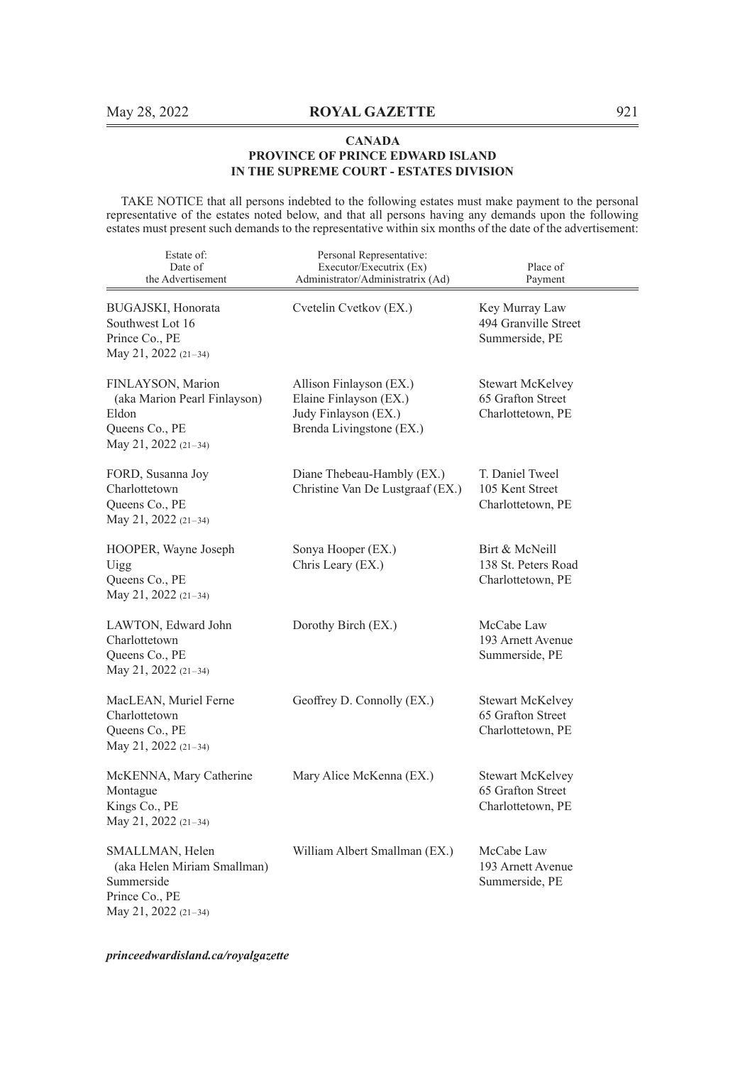**CANADA**
**PROVINCE OF PRINCE EDWARD ISLAND**
**IN THE SUPREME COURT - ESTATES DIVISION**

TAKE NOTICE that all persons indebted to the following estates must make payment to the personal representative of the estates noted below, and that all persons having any demands upon the following estates must present such demands to the representative within six months of the date of the advertisement:

| Estate of: Date of the Advertisement | Personal Representative: Executor/Executrix (Ex) Administrator/Administratrix (Ad) | Place of Payment |
|---|---|---|
| BUGAJSKI, Honorata<br>Southwest Lot 16<br>Prince Co., PE<br>May 21, 2022 (21–34) | Cvetelin Cvetkov (EX.) | Key Murray Law<br>494 Granville Street<br>Summerside, PE |
| FINLAYSON, Marion<br>(aka Marion Pearl Finlayson)<br>Eldon<br>Queens Co., PE<br>May 21, 2022 (21–34) | Allison Finlayson (EX.)<br>Elaine Finlayson (EX.)<br>Judy Finlayson (EX.)<br>Brenda Livingstone (EX.) | Stewart McKelvey<br>65 Grafton Street<br>Charlottetown, PE |
| FORD, Susanna Joy<br>Charlottetown<br>Queens Co., PE<br>May 21, 2022 (21–34) | Diane Thebeau-Hambly (EX.)<br>Christine Van De Lustgraaf (EX.) | T. Daniel Tweel<br>105 Kent Street<br>Charlottetown, PE |
| HOOPER, Wayne Joseph<br>Uigg<br>Queens Co., PE<br>May 21, 2022 (21–34) | Sonya Hooper (EX.)<br>Chris Leary (EX.) | Birt & McNeill<br>138 St. Peters Road<br>Charlottetown, PE |
| LAWTON, Edward John<br>Charlottetown<br>Queens Co., PE<br>May 21, 2022 (21–34) | Dorothy Birch (EX.) | McCabe Law<br>193 Arnett Avenue<br>Summerside, PE |
| MacLEAN, Muriel Ferne<br>Charlottetown<br>Queens Co., PE<br>May 21, 2022 (21–34) | Geoffrey D. Connolly (EX.) | Stewart McKelvey<br>65 Grafton Street<br>Charlottetown, PE |
| McKENNA, Mary Catherine<br>Montague<br>Kings Co., PE<br>May 21, 2022 (21–34) | Mary Alice McKenna (EX.) | Stewart McKelvey<br>65 Grafton Street<br>Charlottetown, PE |
| SMALLMAN, Helen<br>(aka Helen Miriam Smallman)<br>Summerside<br>Prince Co., PE<br>May 21, 2022 (21–34) | William Albert Smallman (EX.) | McCabe Law<br>193 Arnett Avenue<br>Summerside, PE |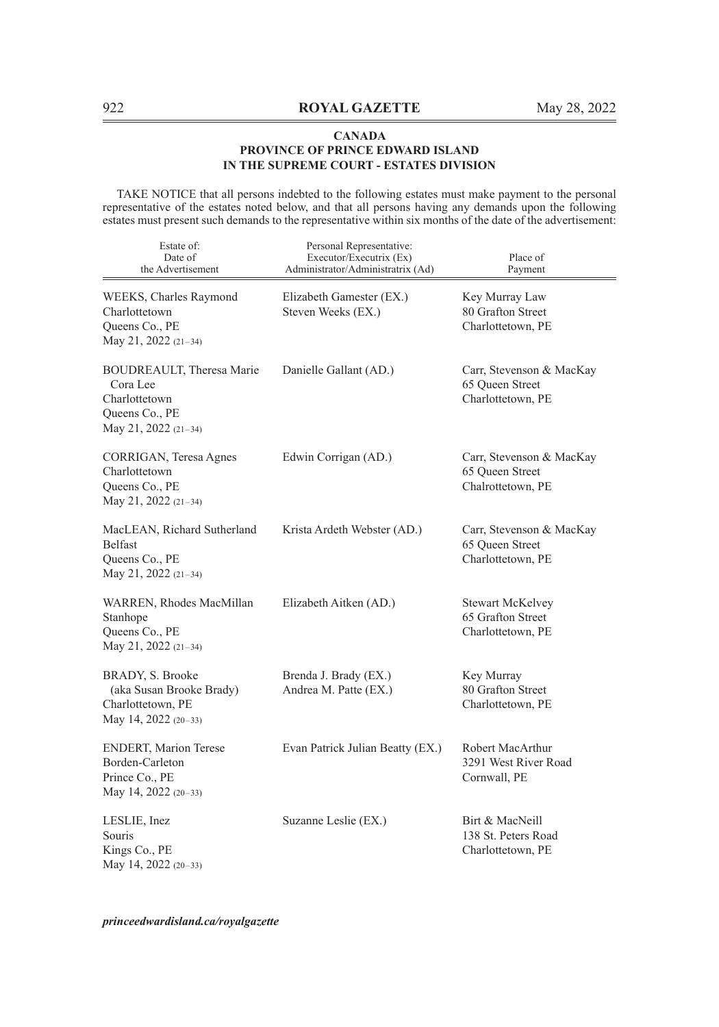**CANADA**
**PROVINCE OF PRINCE EDWARD ISLAND**
**IN THE SUPREME COURT - ESTATES DIVISION**

TAKE NOTICE that all persons indebted to the following estates must make payment to the personal representative of the estates noted below, and that all persons having any demands upon the following estates must present such demands to the representative within six months of the date of the advertisement:

| Estate of: Date of the Advertisement | Personal Representative: Executor/Executrix (Ex) Administrator/Administratrix (Ad) | Place of Payment |
|---|---|---|
| WEEKS, Charles Raymond<br>Charlottetown<br>Queens Co., PE<br>May 21, 2022 (21–34) | Elizabeth Gamester (EX.)<br>Steven Weeks (EX.) | Key Murray Law<br>80 Grafton Street<br>Charlottetown, PE |
| BOUDREAULT, Theresa Marie Cora Lee<br>Charlottetown<br>Queens Co., PE<br>May 21, 2022 (21–34) | Danielle Gallant (AD.) | Carr, Stevenson & MacKay<br>65 Queen Street<br>Charlottetown, PE |
| CORRIGAN, Teresa Agnes<br>Charlottetown<br>Queens Co., PE<br>May 21, 2022 (21–34) | Edwin Corrigan (AD.) | Carr, Stevenson & MacKay<br>65 Queen Street<br>Chalrottetown, PE |
| MacLEAN, Richard Sutherland<br>Belfast<br>Queens Co., PE<br>May 21, 2022 (21–34) | Krista Ardeth Webster (AD.) | Carr, Stevenson & MacKay<br>65 Queen Street<br>Charlottetown, PE |
| WARREN, Rhodes MacMillan<br>Stanhope<br>Queens Co., PE<br>May 21, 2022 (21–34) | Elizabeth Aitken (AD.) | Stewart McKelvey<br>65 Grafton Street<br>Charlottetown, PE |
| BRADY, S. Brooke<br>(aka Susan Brooke Brady)<br>Charlottetown, PE<br>May 14, 2022 (20–33) | Brenda J. Brady (EX.)<br>Andrea M. Patte (EX.) | Key Murray<br>80 Grafton Street<br>Charlottetown, PE |
| ENDERT, Marion Terese<br>Borden-Carleton<br>Prince Co., PE<br>May 14, 2022 (20–33) | Evan Patrick Julian Beatty (EX.) | Robert MacArthur<br>3291 West River Road<br>Cornwall, PE |
| LESLIE, Inez<br>Souris<br>Kings Co., PE<br>May 14, 2022 (20–33) | Suzanne Leslie (EX.) | Birt & MacNeill<br>138 St. Peters Road<br>Charlottetown, PE |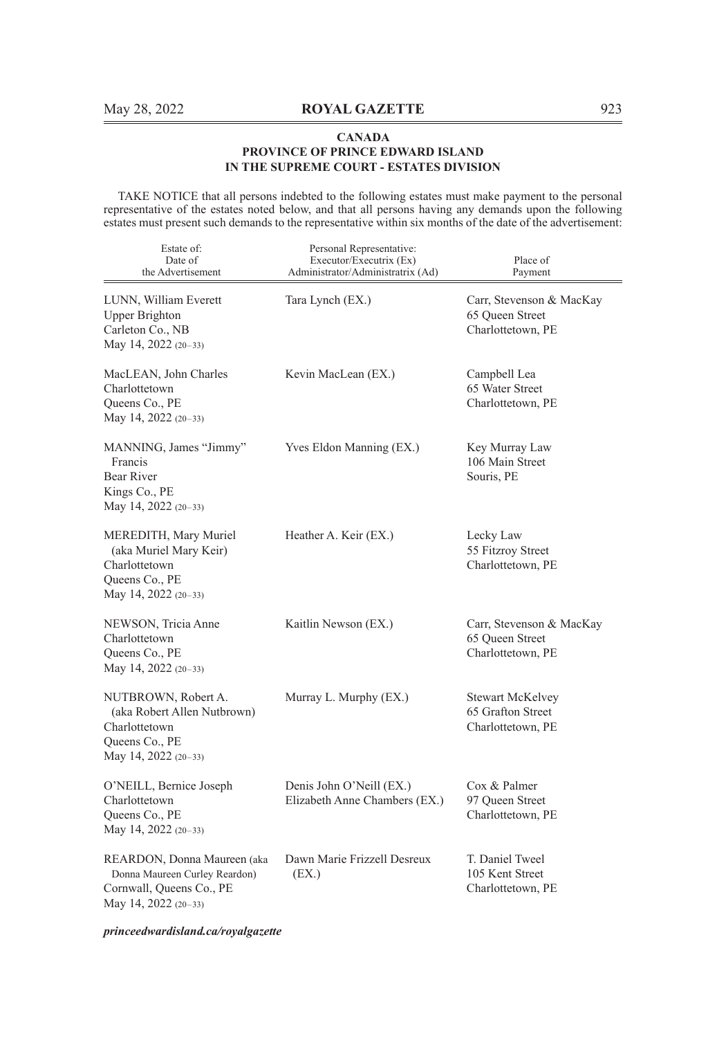**CANADA**
**PROVINCE OF PRINCE EDWARD ISLAND**
**IN THE SUPREME COURT - ESTATES DIVISION**

TAKE NOTICE that all persons indebted to the following estates must make payment to the personal representative of the estates noted below, and that all persons having any demands upon the following estates must present such demands to the representative within six months of the date of the advertisement:

| Estate of: Date of the Advertisement | Personal Representative: Executor/Executrix (Ex) Administrator/Administratrix (Ad) | Place of Payment |
|---|---|---|
| LUNN, William Everett<br>Upper Brighton<br>Carleton Co., NB<br>May 14, 2022 (20–33) | Tara Lynch (EX.) | Carr, Stevenson & MacKay<br>65 Queen Street<br>Charlottetown, PE |
| MacLEAN, John Charles<br>Charlottetown<br>Queens Co., PE<br>May 14, 2022 (20–33) | Kevin MacLean (EX.) | Campbell Lea<br>65 Water Street<br>Charlottetown, PE |
| MANNING, James "Jimmy" Francis<br>Bear River<br>Kings Co., PE<br>May 14, 2022 (20–33) | Yves Eldon Manning (EX.) | Key Murray Law<br>106 Main Street<br>Souris, PE |
| MEREDITH, Mary Muriel (aka Muriel Mary Keir)<br>Charlottetown<br>Queens Co., PE<br>May 14, 2022 (20–33) | Heather A. Keir (EX.) | Lecky Law<br>55 Fitzroy Street<br>Charlottetown, PE |
| NEWSON, Tricia Anne<br>Charlottetown<br>Queens Co., PE<br>May 14, 2022 (20–33) | Kaitlin Newson (EX.) | Carr, Stevenson & MacKay<br>65 Queen Street<br>Charlottetown, PE |
| NUTBROWN, Robert A. (aka Robert Allen Nutbrown)<br>Charlottetown<br>Queens Co., PE<br>May 14, 2022 (20–33) | Murray L. Murphy (EX.) | Stewart McKelvey<br>65 Grafton Street<br>Charlottetown, PE |
| O'NEILL, Bernice Joseph<br>Charlottetown<br>Queens Co., PE<br>May 14, 2022 (20–33) | Denis John O'Neill (EX.)<br>Elizabeth Anne Chambers (EX.) | Cox & Palmer<br>97 Queen Street<br>Charlottetown, PE |
| REARDON, Donna Maureen (aka Donna Maureen Curley Reardon)<br>Cornwall, Queens Co., PE<br>May 14, 2022 (20–33) | Dawn Marie Frizzell Desreux (EX.) | T. Daniel Tweel<br>105 Kent Street<br>Charlottetown, PE |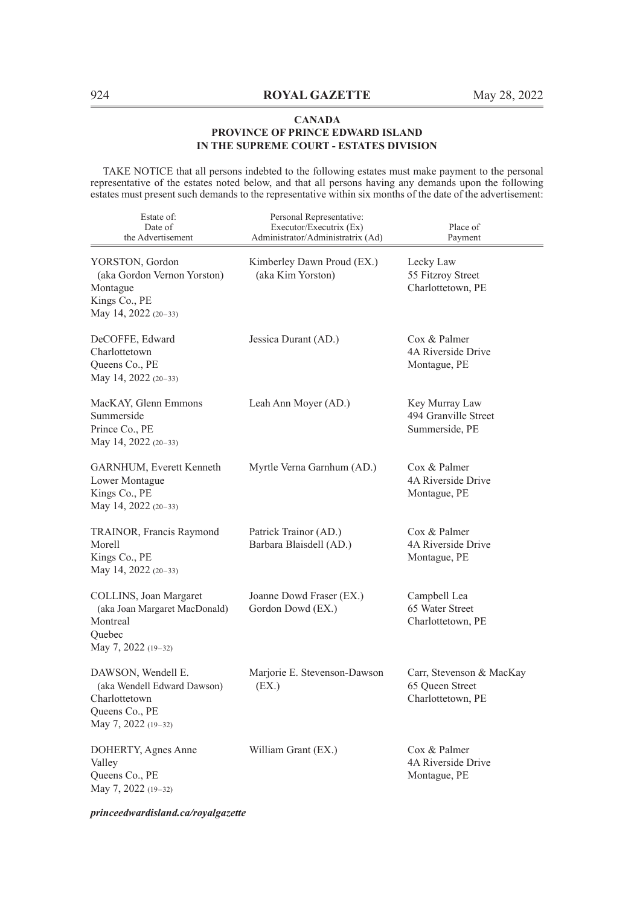**CANADA**
**PROVINCE OF PRINCE EDWARD ISLAND**
**IN THE SUPREME COURT - ESTATES DIVISION**

TAKE NOTICE that all persons indebted to the following estates must make payment to the personal representative of the estates noted below, and that all persons having any demands upon the following estates must present such demands to the representative within six months of the date of the advertisement:

| Estate of: Date of the Advertisement | Personal Representative: Executor/Executrix (Ex) Administrator/Administratrix (Ad) | Place of Payment |
|---|---|---|
| YORSTON, Gordon (aka Gordon Vernon Yorston) Montague Kings Co., PE May 14, 2022 (20–33) | Kimberley Dawn Proud (EX.) (aka Kim Yorston) | Lecky Law 55 Fitzroy Street Charlottetown, PE |
| DeCOFFE, Edward Charlottetown Queens Co., PE May 14, 2022 (20–33) | Jessica Durant (AD.) | Cox & Palmer 4A Riverside Drive Montague, PE |
| MacKAY, Glenn Emmons Summerside Prince Co., PE May 14, 2022 (20–33) | Leah Ann Moyer (AD.) | Key Murray Law 494 Granville Street Summerside, PE |
| GARNHUM, Everett Kenneth Lower Montague Kings Co., PE May 14, 2022 (20–33) | Myrtle Verna Garnhum (AD.) | Cox & Palmer 4A Riverside Drive Montague, PE |
| TRAINOR, Francis Raymond Morell Kings Co., PE May 14, 2022 (20–33) | Patrick Trainor (AD.) Barbara Blaisdell (AD.) | Cox & Palmer 4A Riverside Drive Montague, PE |
| COLLINS, Joan Margaret (aka Joan Margaret MacDonald) Montreal Quebec May 7, 2022 (19–32) | Joanne Dowd Fraser (EX.) Gordon Dowd (EX.) | Campbell Lea 65 Water Street Charlottetown, PE |
| DAWSON, Wendell E. (aka Wendell Edward Dawson) Charlottetown Queens Co., PE May 7, 2022 (19–32) | Marjorie E. Stevenson-Dawson (EX.) | Carr, Stevenson & MacKay 65 Queen Street Charlottetown, PE |
| DOHERTY, Agnes Anne Valley Queens Co., PE May 7, 2022 (19–32) | William Grant (EX.) | Cox & Palmer 4A Riverside Drive Montague, PE |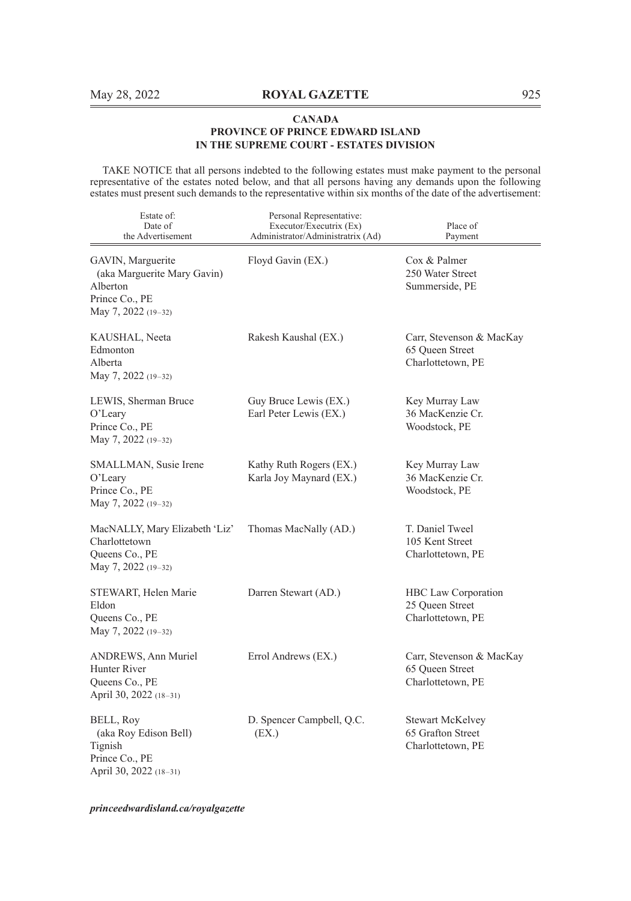**CANADA**
**PROVINCE OF PRINCE EDWARD ISLAND**
**IN THE SUPREME COURT - ESTATES DIVISION**

TAKE NOTICE that all persons indebted to the following estates must make payment to the personal representative of the estates noted below, and that all persons having any demands upon the following estates must present such demands to the representative within six months of the date of the advertisement:

| Estate of: Date of the Advertisement | Personal Representative: Executor/Executrix (Ex) Administrator/Administratrix (Ad) | Place of Payment |
|---|---|---|
| GAVIN, Marguerite (aka Marguerite Mary Gavin) Alberton Prince Co., PE May 7, 2022 (19–32) | Floyd Gavin (EX.) | Cox & Palmer 250 Water Street Summerside, PE |
| KAUSHAL, Neeta Edmonton Alberta May 7, 2022 (19–32) | Rakesh Kaushal (EX.) | Carr, Stevenson & MacKay 65 Queen Street Charlottetown, PE |
| LEWIS, Sherman Bruce O'Leary Prince Co., PE May 7, 2022 (19–32) | Guy Bruce Lewis (EX.) Earl Peter Lewis (EX.) | Key Murray Law 36 MacKenzie Cr. Woodstock, PE |
| SMALLMAN, Susie Irene O'Leary Prince Co., PE May 7, 2022 (19–32) | Kathy Ruth Rogers (EX.) Karla Joy Maynard (EX.) | Key Murray Law 36 MacKenzie Cr. Woodstock, PE |
| MacNALLY, Mary Elizabeth 'Liz' Charlottetown Queens Co., PE May 7, 2022 (19–32) | Thomas MacNally (AD.) | T. Daniel Tweel 105 Kent Street Charlottetown, PE |
| STEWART, Helen Marie Eldon Queens Co., PE May 7, 2022 (19–32) | Darren Stewart (AD.) | HBC Law Corporation 25 Queen Street Charlottetown, PE |
| ANDREWS, Ann Muriel Hunter River Queens Co., PE April 30, 2022 (18–31) | Errol Andrews (EX.) | Carr, Stevenson & MacKay 65 Queen Street Charlottetown, PE |
| BELL, Roy (aka Roy Edison Bell) Tignish Prince Co., PE April 30, 2022 (18–31) | D. Spencer Campbell, Q.C. (EX.) | Stewart McKelvey 65 Grafton Street Charlottetown, PE |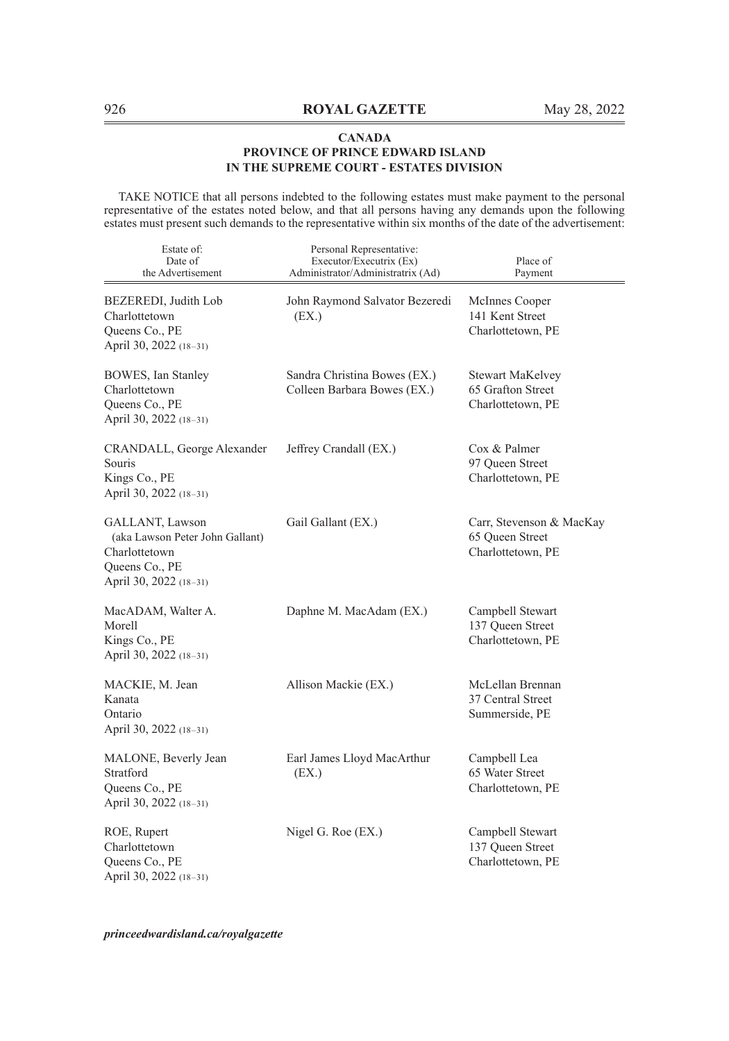## CANADA
## PROVINCE OF PRINCE EDWARD ISLAND
## IN THE SUPREME COURT - ESTATES DIVISION

TAKE NOTICE that all persons indebted to the following estates must make payment to the personal representative of the estates noted below, and that all persons having any demands upon the following estates must present such demands to the representative within six months of the date of the advertisement:

| Estate of: Date of the Advertisement | Personal Representative: Executor/Executrix (Ex) Administrator/Administratrix (Ad) | Place of Payment |
|---|---|---|
| BEZEREDI, Judith Lob<br>Charlottetown<br>Queens Co., PE<br>April 30, 2022 (18–31) | John Raymond Salvator Bezeredi (EX.) | McInnes Cooper<br>141 Kent Street<br>Charlottetown, PE |
| BOWES, Ian Stanley<br>Charlottetown<br>Queens Co., PE<br>April 30, 2022 (18–31) | Sandra Christina Bowes (EX.)<br>Colleen Barbara Bowes (EX.) | Stewart MaKelvey<br>65 Grafton Street<br>Charlottetown, PE |
| CRANDALL, George Alexander<br>Souris<br>Kings Co., PE<br>April 30, 2022 (18–31) | Jeffrey Crandall (EX.) | Cox & Palmer<br>97 Queen Street<br>Charlottetown, PE |
| GALLANT, Lawson<br>(aka Lawson Peter John Gallant)<br>Charlottetown<br>Queens Co., PE<br>April 30, 2022 (18–31) | Gail Gallant (EX.) | Carr, Stevenson & MacKay<br>65 Queen Street<br>Charlottetown, PE |
| MacADAM, Walter A.<br>Morell<br>Kings Co., PE<br>April 30, 2022 (18–31) | Daphne M. MacAdam (EX.) | Campbell Stewart<br>137 Queen Street<br>Charlottetown, PE |
| MACKIE, M. Jean<br>Kanata<br>Ontario<br>April 30, 2022 (18–31) | Allison Mackie (EX.) | McLellan Brennan<br>37 Central Street<br>Summerside, PE |
| MALONE, Beverly Jean<br>Stratford<br>Queens Co., PE<br>April 30, 2022 (18–31) | Earl James Lloyd MacArthur (EX.) | Campbell Lea<br>65 Water Street<br>Charlottetown, PE |
| ROE, Rupert<br>Charlottetown<br>Queens Co., PE<br>April 30, 2022 (18–31) | Nigel G. Roe (EX.) | Campbell Stewart<br>137 Queen Street<br>Charlottetown, PE |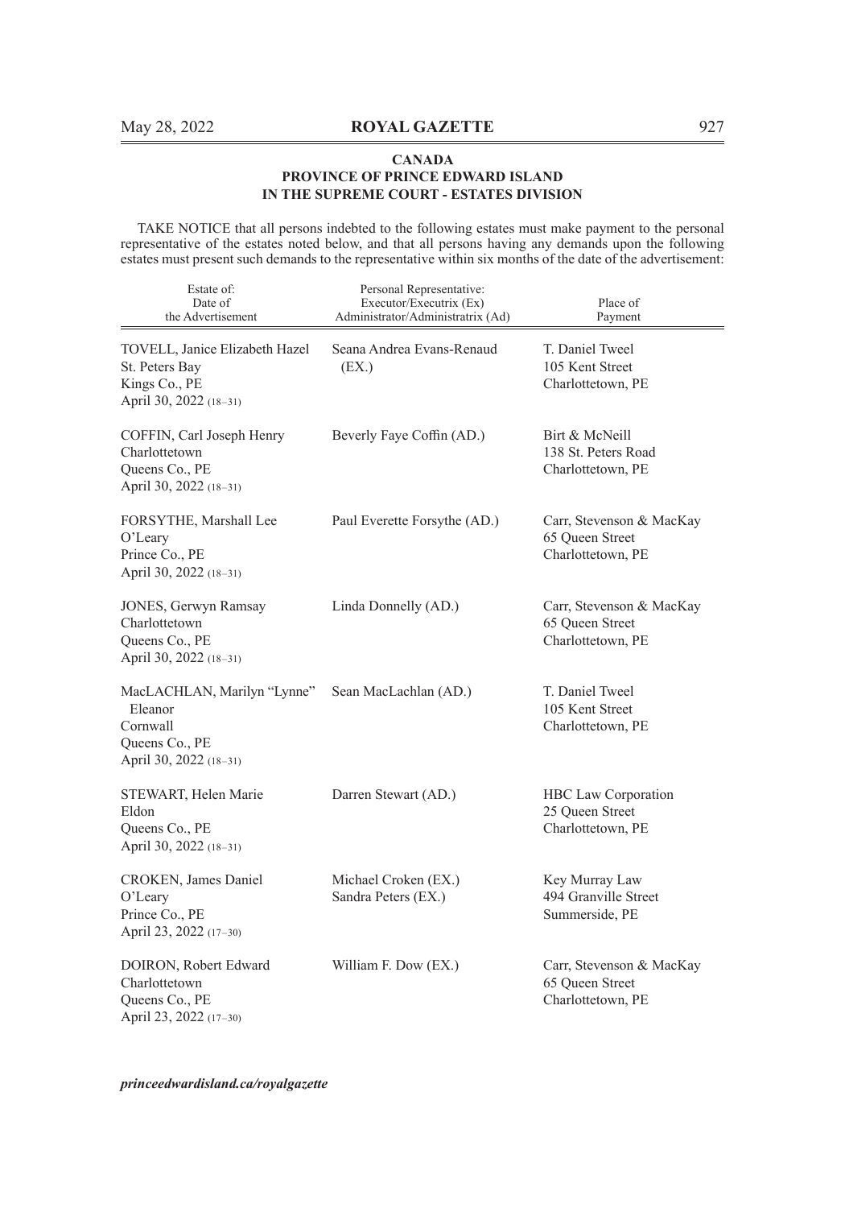**CANADA**
**PROVINCE OF PRINCE EDWARD ISLAND**
**IN THE SUPREME COURT - ESTATES DIVISION**

TAKE NOTICE that all persons indebted to the following estates must make payment to the personal representative of the estates noted below, and that all persons having any demands upon the following estates must present such demands to the representative within six months of the date of the advertisement:

| Estate of: Date of the Advertisement | Personal Representative: Executor/Executrix (Ex) Administrator/Administratrix (Ad) | Place of Payment |
|---|---|---|
| TOVELL, Janice Elizabeth Hazel St. Peters Bay Kings Co., PE April 30, 2022 (18–31) | Seana Andrea Evans-Renaud (EX.) | T. Daniel Tweel 105 Kent Street Charlottetown, PE |
| COFFIN, Carl Joseph Henry Charlottetown Queens Co., PE April 30, 2022 (18–31) | Beverly Faye Coffin (AD.) | Birt & McNeill 138 St. Peters Road Charlottetown, PE |
| FORSYTHE, Marshall Lee O'Leary Prince Co., PE April 30, 2022 (18–31) | Paul Everette Forsythe (AD.) | Carr, Stevenson & MacKay 65 Queen Street Charlottetown, PE |
| JONES, Gerwyn Ramsay Charlottetown Queens Co., PE April 30, 2022 (18–31) | Linda Donnelly (AD.) | Carr, Stevenson & MacKay 65 Queen Street Charlottetown, PE |
| MacLACHLAN, Marilyn "Lynne" Eleanor Cornwall Queens Co., PE April 30, 2022 (18–31) | Sean MacLachlan (AD.) | T. Daniel Tweel 105 Kent Street Charlottetown, PE |
| STEWART, Helen Marie Eldon Queens Co., PE April 30, 2022 (18–31) | Darren Stewart (AD.) | HBC Law Corporation 25 Queen Street Charlottetown, PE |
| CROKEN, James Daniel O'Leary Prince Co., PE April 23, 2022 (17–30) | Michael Croken (EX.) Sandra Peters (EX.) | Key Murray Law 494 Granville Street Summerside, PE |
| DOIRON, Robert Edward Charlottetown Queens Co., PE April 23, 2022 (17–30) | William F. Dow (EX.) | Carr, Stevenson & MacKay 65 Queen Street Charlottetown, PE |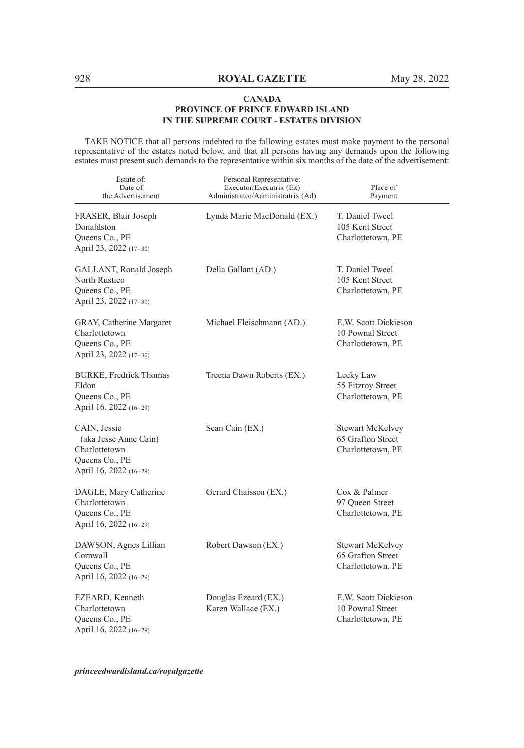**CANADA**
**PROVINCE OF PRINCE EDWARD ISLAND**
**IN THE SUPREME COURT - ESTATES DIVISION**

TAKE NOTICE that all persons indebted to the following estates must make payment to the personal representative of the estates noted below, and that all persons having any demands upon the following estates must present such demands to the representative within six months of the date of the advertisement:

| Estate of: Date of the Advertisement | Personal Representative: Executor/Executrix (Ex) Administrator/Administratrix (Ad) | Place of Payment |
|---|---|---|
| FRASER, Blair Joseph<br>Donaldston<br>Queens Co., PE<br>April 23, 2022 (17–30) | Lynda Marie MacDonald (EX.) | T. Daniel Tweel<br>105 Kent Street<br>Charlottetown, PE |
| GALLANT, Ronald Joseph<br>North Rustico<br>Queens Co., PE<br>April 23, 2022 (17–30) | Della Gallant (AD.) | T. Daniel Tweel<br>105 Kent Street<br>Charlottetown, PE |
| GRAY, Catherine Margaret<br>Charlottetown<br>Queens Co., PE<br>April 23, 2022 (17–30) | Michael Fleischmann (AD.) | E.W. Scott Dickieson<br>10 Pownal Street<br>Charlottetown, PE |
| BURKE, Fredrick Thomas<br>Eldon<br>Queens Co., PE<br>April 16, 2022 (16–29) | Treena Dawn Roberts (EX.) | Lecky Law<br>55 Fitzroy Street<br>Charlottetown, PE |
| CAIN, Jessie<br>(aka Jesse Anne Cain)<br>Charlottetown<br>Queens Co., PE<br>April 16, 2022 (16–29) | Sean Cain (EX.) | Stewart McKelvey<br>65 Grafton Street<br>Charlottetown, PE |
| DAGLE, Mary Catherine<br>Charlottetown<br>Queens Co., PE<br>April 16, 2022 (16–29) | Gerard Chaisson (EX.) | Cox & Palmer<br>97 Queen Street<br>Charlottetown, PE |
| DAWSON, Agnes Lillian<br>Cornwall<br>Queens Co., PE<br>April 16, 2022 (16–29) | Robert Dawson (EX.) | Stewart McKelvey<br>65 Grafton Street<br>Charlottetown, PE |
| EZEARD, Kenneth<br>Charlottetown<br>Queens Co., PE<br>April 16, 2022 (16–29) | Douglas Ezeard (EX.)<br>Karen Wallace (EX.) | E.W. Scott Dickieson<br>10 Pownal Street<br>Charlottetown, PE |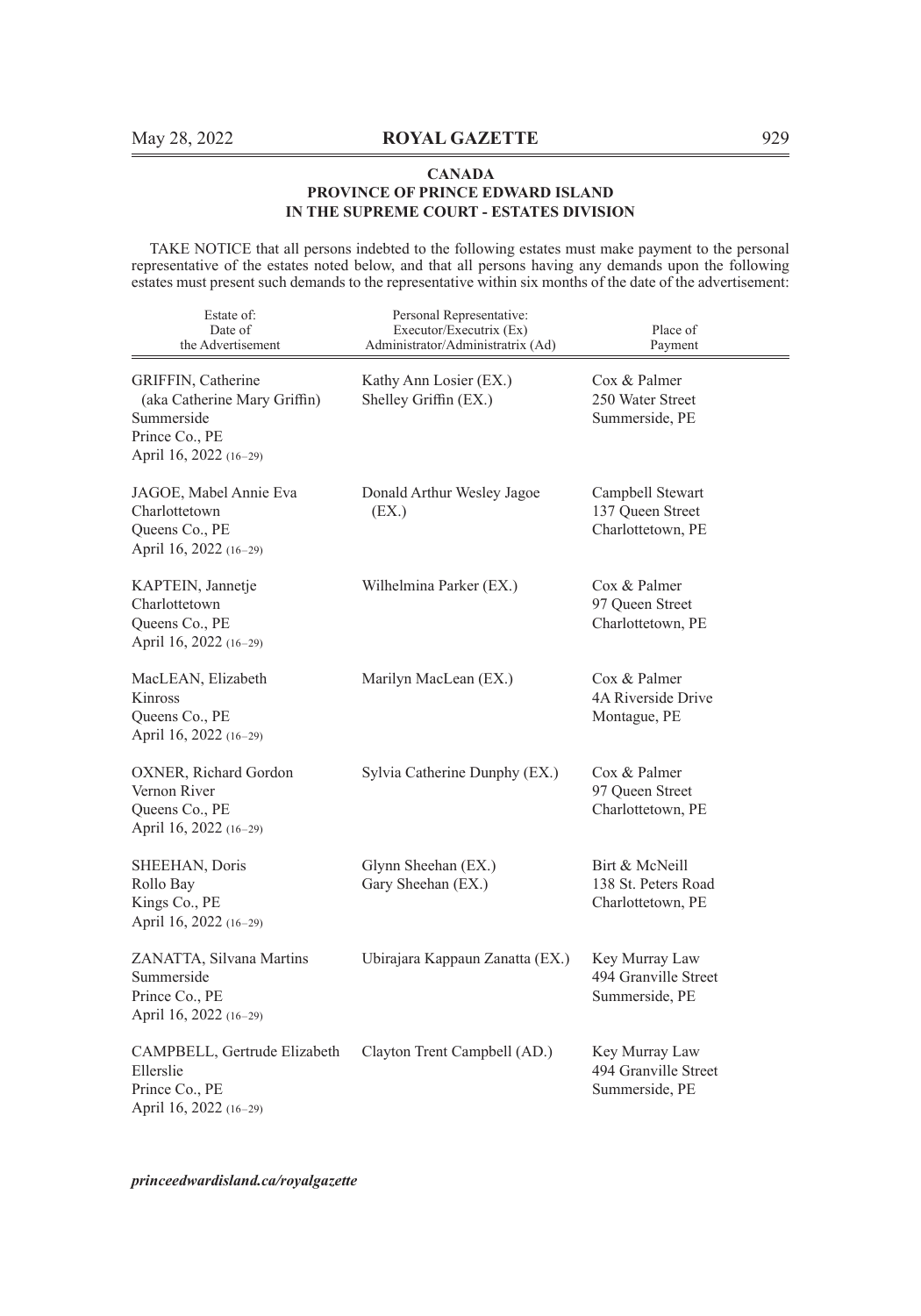**CANADA**
**PROVINCE OF PRINCE EDWARD ISLAND**
**IN THE SUPREME COURT - ESTATES DIVISION**

TAKE NOTICE that all persons indebted to the following estates must make payment to the personal representative of the estates noted below, and that all persons having any demands upon the following estates must present such demands to the representative within six months of the date of the advertisement:

| Estate of: Date of the Advertisement | Personal Representative: Executor/Executrix (Ex) Administrator/Administratrix (Ad) | Place of Payment |
|---|---|---|
| GRIFFIN, Catherine (aka Catherine Mary Griffin) Summerside Prince Co., PE April 16, 2022 (16–29) | Kathy Ann Losier (EX.) Shelley Griffin (EX.) | Cox & Palmer 250 Water Street Summerside, PE |
| JAGOE, Mabel Annie Eva Charlottetown Queens Co., PE April 16, 2022 (16–29) | Donald Arthur Wesley Jagoe (EX.) | Campbell Stewart 137 Queen Street Charlottetown, PE |
| KAPTEIN, Jannetje Charlottetown Queens Co., PE April 16, 2022 (16–29) | Wilhelmina Parker (EX.) | Cox & Palmer 97 Queen Street Charlottetown, PE |
| MacLEAN, Elizabeth Kinross Queens Co., PE April 16, 2022 (16–29) | Marilyn MacLean (EX.) | Cox & Palmer 4A Riverside Drive Montague, PE |
| OXNER, Richard Gordon Vernon River Queens Co., PE April 16, 2022 (16–29) | Sylvia Catherine Dunphy (EX.) | Cox & Palmer 97 Queen Street Charlottetown, PE |
| SHEEHAN, Doris Rollo Bay Kings Co., PE April 16, 2022 (16–29) | Glynn Sheehan (EX.) Gary Sheehan (EX.) | Birt & McNeill 138 St. Peters Road Charlottetown, PE |
| ZANATTA, Silvana Martins Summerside Prince Co., PE April 16, 2022 (16–29) | Ubirajara Kappaun Zanatta (EX.) | Key Murray Law 494 Granville Street Summerside, PE |
| CAMPBELL, Gertrude Elizabeth Ellerslie Prince Co., PE April 16, 2022 (16–29) | Clayton Trent Campbell (AD.) | Key Murray Law 494 Granville Street Summerside, PE |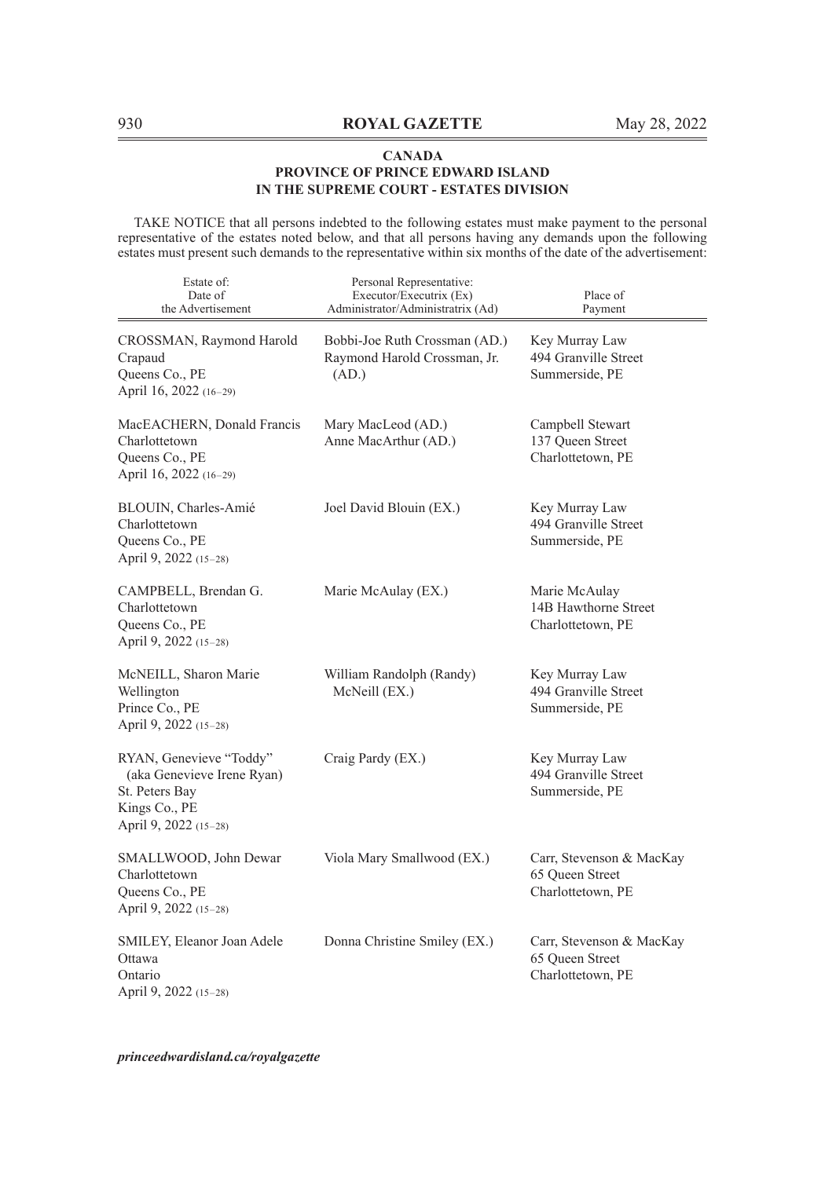**CANADA**
**PROVINCE OF PRINCE EDWARD ISLAND**
**IN THE SUPREME COURT - ESTATES DIVISION**

TAKE NOTICE that all persons indebted to the following estates must make payment to the personal representative of the estates noted below, and that all persons having any demands upon the following estates must present such demands to the representative within six months of the date of the advertisement:

| Estate of: Date of the Advertisement | Personal Representative: Executor/Executrix (Ex) Administrator/Administratrix (Ad) | Place of Payment |
|---|---|---|
| CROSSMAN, Raymond Harold<br>Crapaud<br>Queens Co., PE<br>April 16, 2022 (16–29) | Bobbi-Joe Ruth Crossman (AD.)<br>Raymond Harold Crossman, Jr. (AD.) | Key Murray Law<br>494 Granville Street<br>Summerside, PE |
| MacEACHERN, Donald Francis<br>Charlottetown<br>Queens Co., PE<br>April 16, 2022 (16–29) | Mary MacLeod (AD.)<br>Anne MacArthur (AD.) | Campbell Stewart<br>137 Queen Street<br>Charlottetown, PE |
| BLOUIN, Charles-Amié<br>Charlottetown<br>Queens Co., PE<br>April 9, 2022 (15–28) | Joel David Blouin (EX.) | Key Murray Law<br>494 Granville Street<br>Summerside, PE |
| CAMPBELL, Brendan G.<br>Charlottetown<br>Queens Co., PE<br>April 9, 2022 (15–28) | Marie McAulay (EX.) | Marie McAulay<br>14B Hawthorne Street<br>Charlottetown, PE |
| McNEILL, Sharon Marie<br>Wellington<br>Prince Co., PE<br>April 9, 2022 (15–28) | William Randolph (Randy) McNeill (EX.) | Key Murray Law<br>494 Granville Street<br>Summerside, PE |
| RYAN, Genevieve "Toddy" (aka Genevieve Irene Ryan)<br>St. Peters Bay<br>Kings Co., PE<br>April 9, 2022 (15–28) | Craig Pardy (EX.) | Key Murray Law<br>494 Granville Street<br>Summerside, PE |
| SMALLWOOD, John Dewar<br>Charlottetown<br>Queens Co., PE<br>April 9, 2022 (15–28) | Viola Mary Smallwood (EX.) | Carr, Stevenson & MacKay<br>65 Queen Street<br>Charlottetown, PE |
| SMILEY, Eleanor Joan Adele<br>Ottawa<br>Ontario<br>April 9, 2022 (15–28) | Donna Christine Smiley (EX.) | Carr, Stevenson & MacKay<br>65 Queen Street<br>Charlottetown, PE |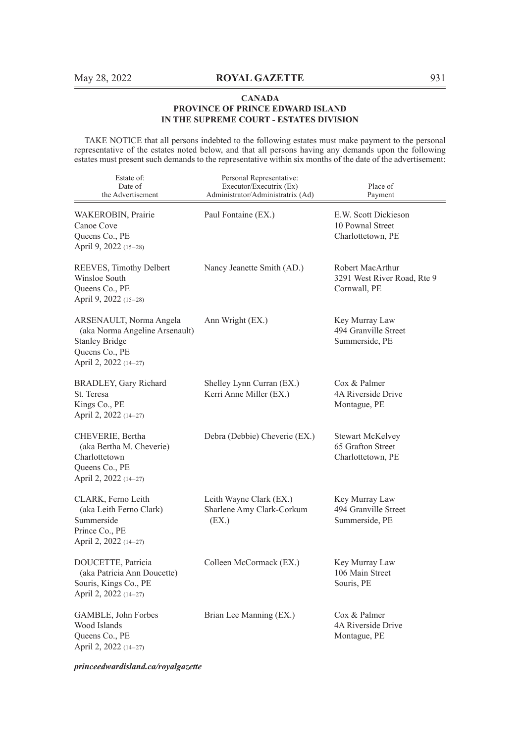**CANADA**
**PROVINCE OF PRINCE EDWARD ISLAND**
**IN THE SUPREME COURT - ESTATES DIVISION**

TAKE NOTICE that all persons indebted to the following estates must make payment to the personal representative of the estates noted below, and that all persons having any demands upon the following estates must present such demands to the representative within six months of the date of the advertisement:

| Estate of: Date of the Advertisement | Personal Representative: Executor/Executrix (Ex) Administrator/Administratrix (Ad) | Place of Payment |
|---|---|---|
| WAKEROBIN, Prairie<br>Canoe Cove<br>Queens Co., PE<br>April 9, 2022 (15–28) | Paul Fontaine (EX.) | E.W. Scott Dickieson<br>10 Pownal Street<br>Charlottetown, PE |
| REEVES, Timothy Delbert<br>Winsloe South<br>Queens Co., PE<br>April 9, 2022 (15–28) | Nancy Jeanette Smith (AD.) | Robert MacArthur<br>3291 West River Road, Rte 9<br>Cornwall, PE |
| ARSENAULT, Norma Angela<br>(aka Norma Angeline Arsenault)<br>Stanley Bridge<br>Queens Co., PE<br>April 2, 2022 (14–27) | Ann Wright (EX.) | Key Murray Law<br>494 Granville Street<br>Summerside, PE |
| BRADLEY, Gary Richard<br>St. Teresa<br>Kings Co., PE<br>April 2, 2022 (14–27) | Shelley Lynn Curran (EX.)<br>Kerri Anne Miller (EX.) | Cox & Palmer<br>4A Riverside Drive<br>Montague, PE |
| CHEVERIE, Bertha<br>(aka Bertha M. Cheverie)<br>Charlottetown<br>Queens Co., PE<br>April 2, 2022 (14–27) | Debra (Debbie) Cheverie (EX.) | Stewart McKelvey<br>65 Grafton Street<br>Charlottetown, PE |
| CLARK, Ferno Leith<br>(aka Leith Ferno Clark)<br>Summerside<br>Prince Co., PE<br>April 2, 2022 (14–27) | Leith Wayne Clark (EX.)<br>Sharlene Amy Clark-Corkum (EX.) | Key Murray Law<br>494 Granville Street<br>Summerside, PE |
| DOUCETTE, Patricia<br>(aka Patricia Ann Doucette)<br>Souris, Kings Co., PE<br>April 2, 2022 (14–27) | Colleen McCormack (EX.) | Key Murray Law<br>106 Main Street<br>Souris, PE |
| GAMBLE, John Forbes<br>Wood Islands<br>Queens Co., PE<br>April 2, 2022 (14–27) | Brian Lee Manning (EX.) | Cox & Palmer<br>4A Riverside Drive<br>Montague, PE |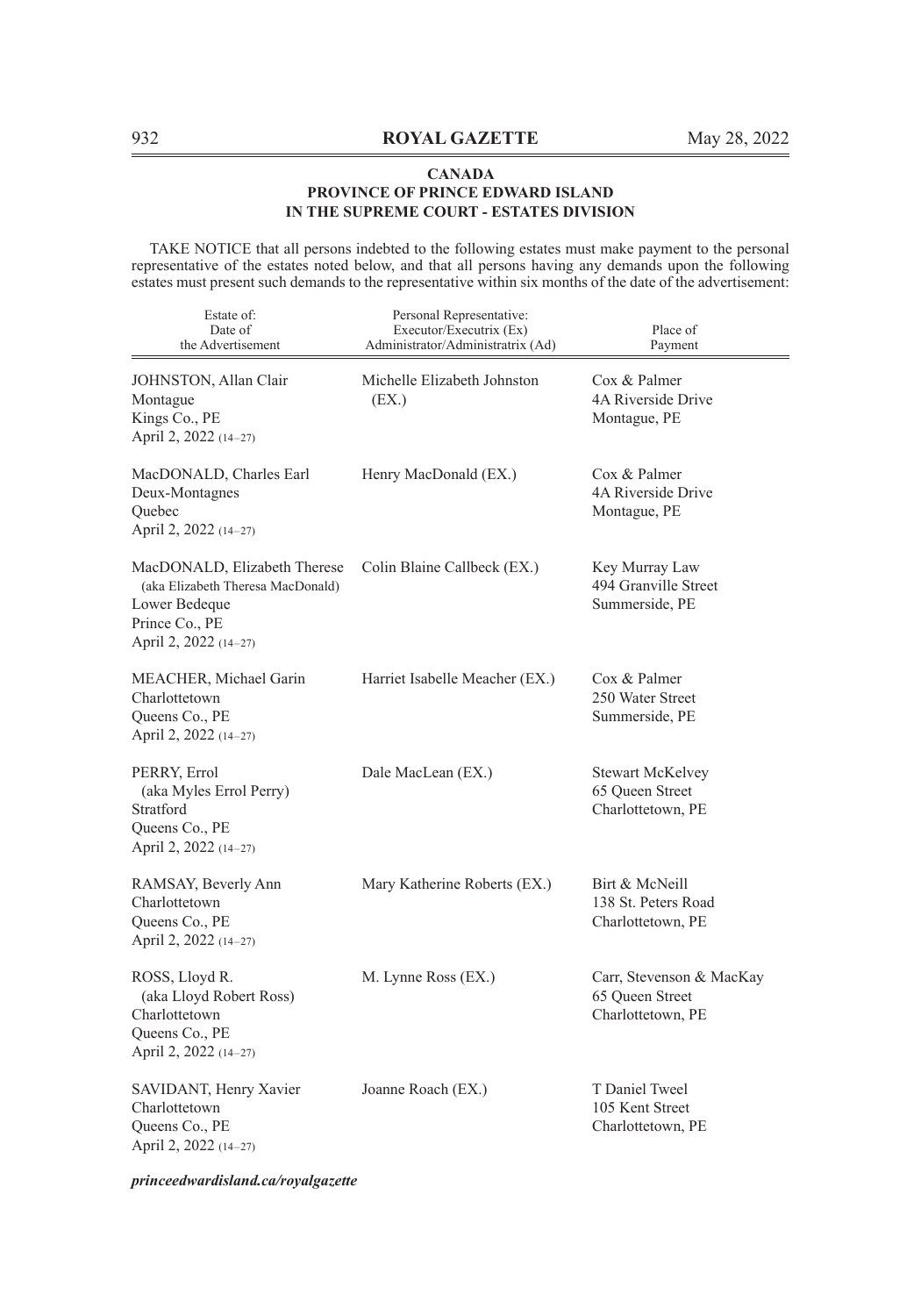**CANADA**
**PROVINCE OF PRINCE EDWARD ISLAND**
**IN THE SUPREME COURT - ESTATES DIVISION**

TAKE NOTICE that all persons indebted to the following estates must make payment to the personal representative of the estates noted below, and that all persons having any demands upon the following estates must present such demands to the representative within six months of the date of the advertisement:

| Estate of: Date of the Advertisement | Personal Representative: Executor/Executrix (Ex) Administrator/Administratrix (Ad) | Place of Payment |
|---|---|---|
| JOHNSTON, Allan Clair<br>Montague<br>Kings Co., PE<br>April 2, 2022 (14–27) | Michelle Elizabeth Johnston (EX.) | Cox & Palmer<br>4A Riverside Drive<br>Montague, PE |
| MacDONALD, Charles Earl<br>Deux-Montagnes<br>Quebec<br>April 2, 2022 (14–27) | Henry MacDonald (EX.) | Cox & Palmer<br>4A Riverside Drive<br>Montague, PE |
| MacDONALD, Elizabeth Therese<br>(aka Elizabeth Theresa MacDonald)<br>Lower Bedeque<br>Prince Co., PE<br>April 2, 2022 (14–27) | Colin Blaine Callbeck (EX.) | Key Murray Law<br>494 Granville Street<br>Summerside, PE |
| MEACHER, Michael Garin<br>Charlottetown<br>Queens Co., PE<br>April 2, 2022 (14–27) | Harriet Isabelle Meacher (EX.) | Cox & Palmer<br>250 Water Street<br>Summerside, PE |
| PERRY, Errol<br>(aka Myles Errol Perry)<br>Stratford<br>Queens Co., PE<br>April 2, 2022 (14–27) | Dale MacLean (EX.) | Stewart McKelvey<br>65 Queen Street<br>Charlottetown, PE |
| RAMSAY, Beverly Ann<br>Charlottetown<br>Queens Co., PE<br>April 2, 2022 (14–27) | Mary Katherine Roberts (EX.) | Birt & McNeill<br>138 St. Peters Road<br>Charlottetown, PE |
| ROSS, Lloyd R.<br>(aka Lloyd Robert Ross)<br>Charlottetown<br>Queens Co., PE<br>April 2, 2022 (14–27) | M. Lynne Ross (EX.) | Carr, Stevenson & MacKay<br>65 Queen Street<br>Charlottetown, PE |
| SAVIDANT, Henry Xavier<br>Charlottetown<br>Queens Co., PE<br>April 2, 2022 (14–27) | Joanne Roach (EX.) | T Daniel Tweel<br>105 Kent Street<br>Charlottetown, PE |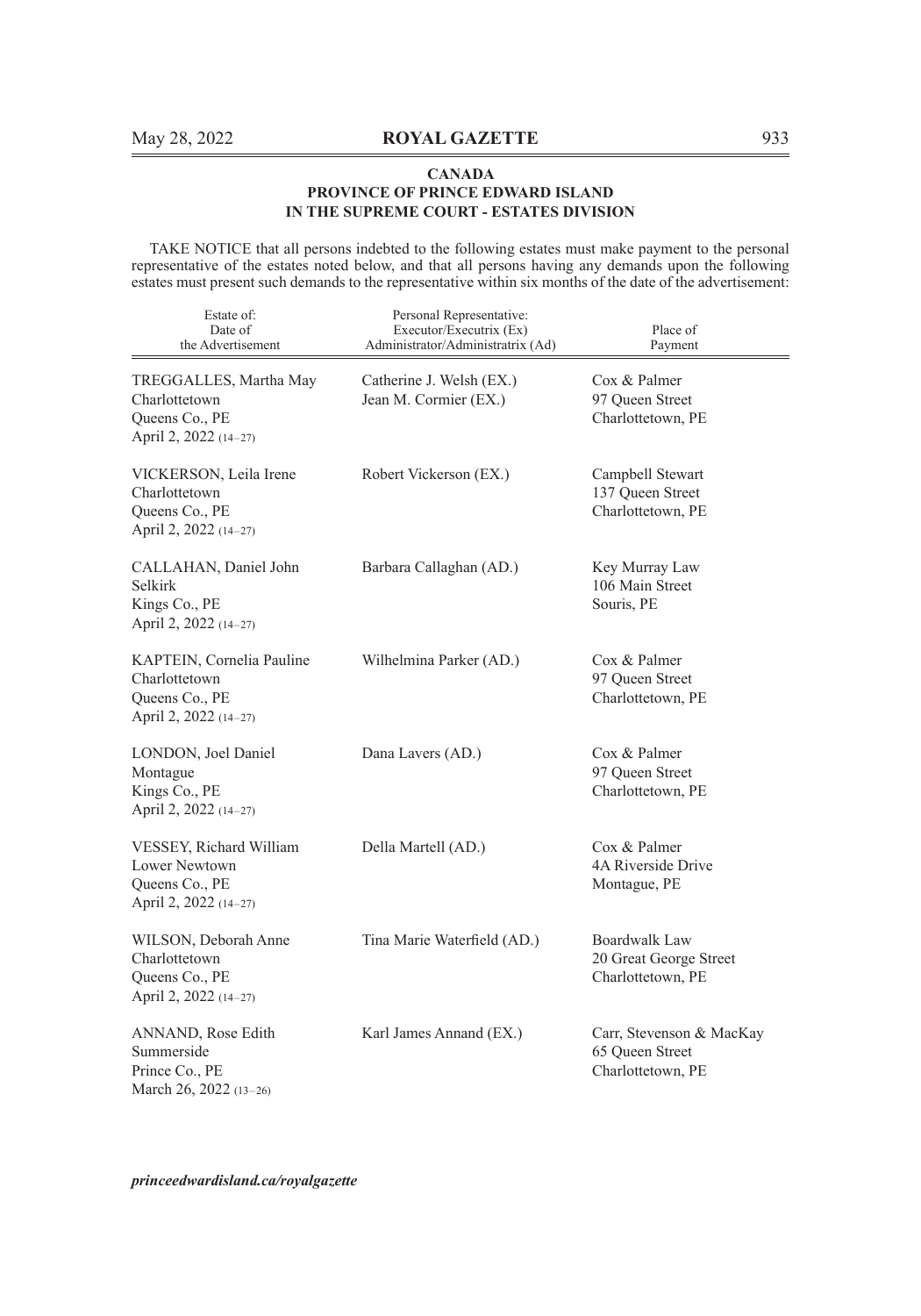**CANADA**
**PROVINCE OF PRINCE EDWARD ISLAND**
**IN THE SUPREME COURT - ESTATES DIVISION**

TAKE NOTICE that all persons indebted to the following estates must make payment to the personal representative of the estates noted below, and that all persons having any demands upon the following estates must present such demands to the representative within six months of the date of the advertisement:

| Estate of: Date of the Advertisement | Personal Representative: Executor/Executrix (Ex) Administrator/Administratrix (Ad) | Place of Payment |
|---|---|---|
| TREGGALLES, Martha May<br>Charlottetown<br>Queens Co., PE<br>April 2, 2022 (14–27) | Catherine J. Welsh (EX.)<br>Jean M. Cormier (EX.) | Cox & Palmer<br>97 Queen Street<br>Charlottetown, PE |
| VICKERSON, Leila Irene<br>Charlottetown<br>Queens Co., PE<br>April 2, 2022 (14–27) | Robert Vickerson (EX.) | Campbell Stewart<br>137 Queen Street<br>Charlottetown, PE |
| CALLAHAN, Daniel John<br>Selkirk<br>Kings Co., PE<br>April 2, 2022 (14–27) | Barbara Callaghan (AD.) | Key Murray Law<br>106 Main Street<br>Souris, PE |
| KAPTEIN, Cornelia Pauline<br>Charlottetown<br>Queens Co., PE<br>April 2, 2022 (14–27) | Wilhelmina Parker (AD.) | Cox & Palmer<br>97 Queen Street<br>Charlottetown, PE |
| LONDON, Joel Daniel<br>Montague<br>Kings Co., PE<br>April 2, 2022 (14–27) | Dana Lavers (AD.) | Cox & Palmer<br>97 Queen Street<br>Charlottetown, PE |
| VESSEY, Richard William<br>Lower Newtown<br>Queens Co., PE<br>April 2, 2022 (14–27) | Della Martell (AD.) | Cox & Palmer<br>4A Riverside Drive<br>Montague, PE |
| WILSON, Deborah Anne<br>Charlottetown<br>Queens Co., PE<br>April 2, 2022 (14–27) | Tina Marie Waterfield (AD.) | Boardwalk Law<br>20 Great George Street<br>Charlottetown, PE |
| ANNAND, Rose Edith<br>Summerside<br>Prince Co., PE<br>March 26, 2022 (13–26) | Karl James Annand (EX.) | Carr, Stevenson & MacKay<br>65 Queen Street<br>Charlottetown, PE |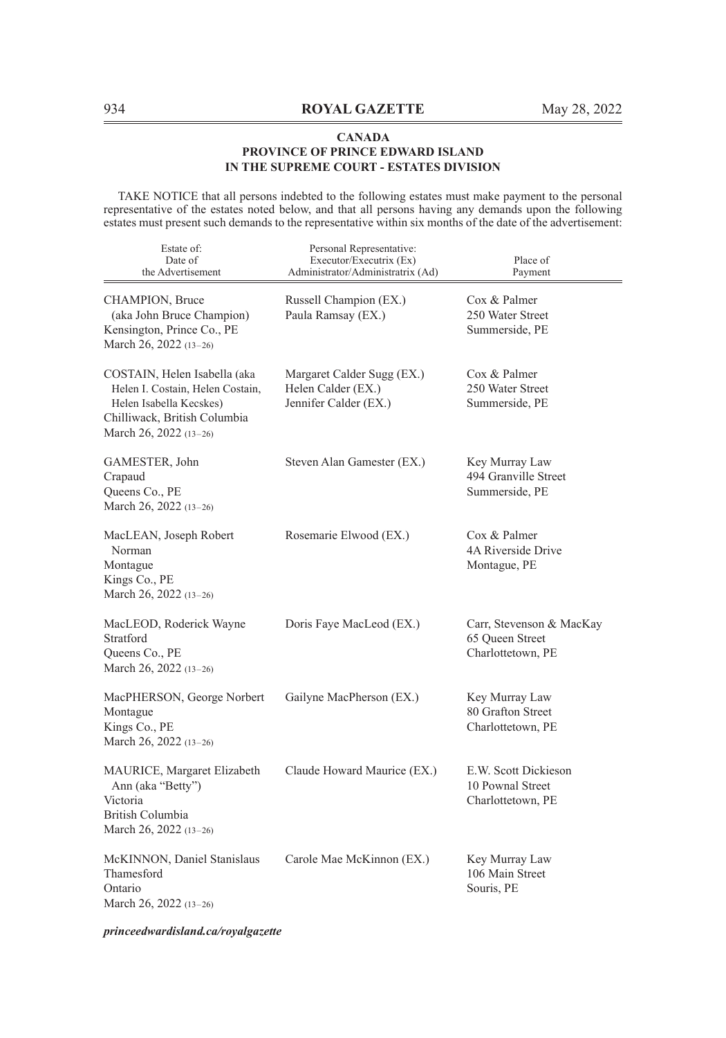**CANADA**
**PROVINCE OF PRINCE EDWARD ISLAND**
**IN THE SUPREME COURT - ESTATES DIVISION**

TAKE NOTICE that all persons indebted to the following estates must make payment to the personal representative of the estates noted below, and that all persons having any demands upon the following estates must present such demands to the representative within six months of the date of the advertisement:

| Estate of: Date of the Advertisement | Personal Representative: Executor/Executrix (Ex) Administrator/Administratrix (Ad) | Place of Payment |
|---|---|---|
| CHAMPION, Bruce (aka John Bruce Champion) Kensington, Prince Co., PE March 26, 2022 (13–26) | Russell Champion (EX.) Paula Ramsay (EX.) | Cox & Palmer 250 Water Street Summerside, PE |
| COSTAIN, Helen Isabella (aka Helen I. Costain, Helen Costain, Helen Isabella Kecskes) Chilliwack, British Columbia March 26, 2022 (13–26) | Margaret Calder Sugg (EX.) Helen Calder (EX.) Jennifer Calder (EX.) | Cox & Palmer 250 Water Street Summerside, PE |
| GAMESTER, John Crapaud Queens Co., PE March 26, 2022 (13–26) | Steven Alan Gamester (EX.) | Key Murray Law 494 Granville Street Summerside, PE |
| MacLEAN, Joseph Robert Norman Montague Kings Co., PE March 26, 2022 (13–26) | Rosemarie Elwood (EX.) | Cox & Palmer 4A Riverside Drive Montague, PE |
| MacLEOD, Roderick Wayne Stratford Queens Co., PE March 26, 2022 (13–26) | Doris Faye MacLeod (EX.) | Carr, Stevenson & MacKay 65 Queen Street Charlottetown, PE |
| MacPHERSON, George Norbert Montague Kings Co., PE March 26, 2022 (13–26) | Gailyne MacPherson (EX.) | Key Murray Law 80 Grafton Street Charlottetown, PE |
| MAURICE, Margaret Elizabeth Ann (aka "Betty") Victoria British Columbia March 26, 2022 (13–26) | Claude Howard Maurice (EX.) | E.W. Scott Dickieson 10 Pownal Street Charlottetown, PE |
| McKINNON, Daniel Stanislaus Thamesford Ontario March 26, 2022 (13–26) | Carole Mae McKinnon (EX.) | Key Murray Law 106 Main Street Souris, PE |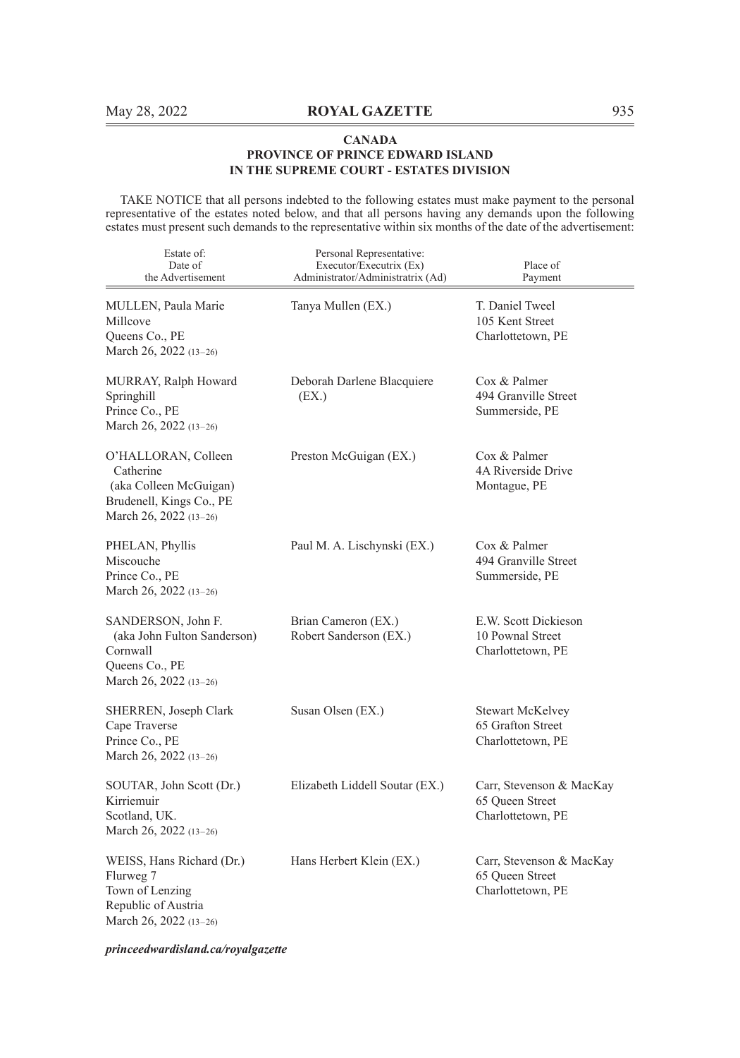**CANADA**
**PROVINCE OF PRINCE EDWARD ISLAND**
**IN THE SUPREME COURT - ESTATES DIVISION**

TAKE NOTICE that all persons indebted to the following estates must make payment to the personal representative of the estates noted below, and that all persons having any demands upon the following estates must present such demands to the representative within six months of the date of the advertisement:

| Estate of: Date of the Advertisement | Personal Representative: Executor/Executrix (Ex) Administrator/Administratrix (Ad) | Place of Payment |
|---|---|---|
| MULLEN, Paula Marie<br>Millcove<br>Queens Co., PE<br>March 26, 2022 (13–26) | Tanya Mullen (EX.) | T. Daniel Tweel<br>105 Kent Street<br>Charlottetown, PE |
| MURRAY, Ralph Howard<br>Springhill<br>Prince Co., PE<br>March 26, 2022 (13–26) | Deborah Darlene Blacquiere (EX.) | Cox & Palmer<br>494 Granville Street<br>Summerside, PE |
| O'HALLORAN, Colleen Catherine<br>(aka Colleen McGuigan)<br>Brudenell, Kings Co., PE<br>March 26, 2022 (13–26) | Preston McGuigan (EX.) | Cox & Palmer<br>4A Riverside Drive<br>Montague, PE |
| PHELAN, Phyllis<br>Miscouche<br>Prince Co., PE<br>March 26, 2022 (13–26) | Paul M. A. Lischynski (EX.) | Cox & Palmer<br>494 Granville Street<br>Summerside, PE |
| SANDERSON, John F.<br>(aka John Fulton Sanderson)<br>Cornwall<br>Queens Co., PE<br>March 26, 2022 (13–26) | Brian Cameron (EX.)<br>Robert Sanderson (EX.) | E.W. Scott Dickieson<br>10 Pownal Street<br>Charlottetown, PE |
| SHERREN, Joseph Clark<br>Cape Traverse<br>Prince Co., PE<br>March 26, 2022 (13–26) | Susan Olsen (EX.) | Stewart McKelvey<br>65 Grafton Street<br>Charlottetown, PE |
| SOUTAR, John Scott (Dr.)<br>Kirriemuir<br>Scotland, UK.<br>March 26, 2022 (13–26) | Elizabeth Liddell Soutar (EX.) | Carr, Stevenson & MacKay<br>65 Queen Street<br>Charlottetown, PE |
| WEISS, Hans Richard (Dr.)<br>Flurweg 7<br>Town of Lenzing<br>Republic of Austria<br>March 26, 2022 (13–26) | Hans Herbert Klein (EX.) | Carr, Stevenson & MacKay<br>65 Queen Street<br>Charlottetown, PE |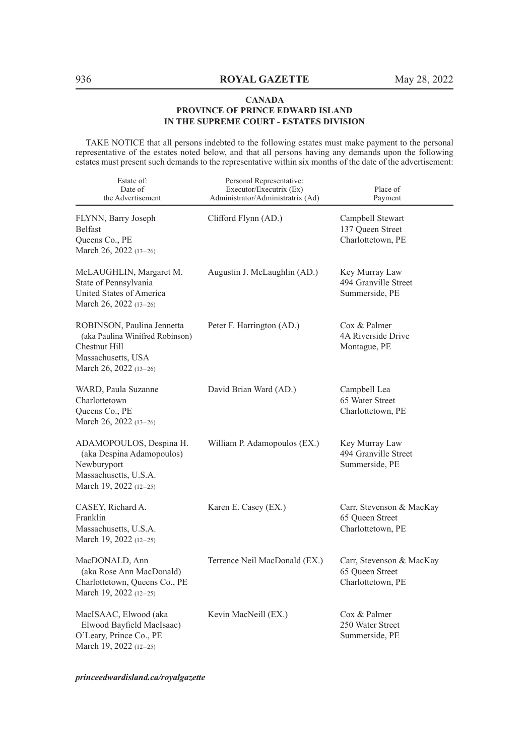**CANADA**
**PROVINCE OF PRINCE EDWARD ISLAND**
**IN THE SUPREME COURT - ESTATES DIVISION**

TAKE NOTICE that all persons indebted to the following estates must make payment to the personal representative of the estates noted below, and that all persons having any demands upon the following estates must present such demands to the representative within six months of the date of the advertisement:

| Estate of: Date of the Advertisement | Personal Representative: Executor/Executrix (Ex) Administrator/Administratrix (Ad) | Place of Payment |
|---|---|---|
| FLYNN, Barry Joseph<br>Belfast<br>Queens Co., PE<br>March 26, 2022 (13–26) | Clifford Flynn (AD.) | Campbell Stewart<br>137 Queen Street<br>Charlottetown, PE |
| McLAUGHLIN, Margaret M.<br>State of Pennsylvania<br>United States of America<br>March 26, 2022 (13–26) | Augustin J. McLaughlin (AD.) | Key Murray Law<br>494 Granville Street<br>Summerside, PE |
| ROBINSON, Paulina Jennetta<br>(aka Paulina Winifred Robinson)<br>Chestnut Hill<br>Massachusetts, USA<br>March 26, 2022 (13–26) | Peter F. Harrington (AD.) | Cox & Palmer<br>4A Riverside Drive<br>Montague, PE |
| WARD, Paula Suzanne<br>Charlottetown<br>Queens Co., PE<br>March 26, 2022 (13–26) | David Brian Ward (AD.) | Campbell Lea<br>65 Water Street<br>Charlottetown, PE |
| ADAMOPOULOS, Despina H.<br>(aka Despina Adamopoulos)<br>Newburyport<br>Massachusetts, U.S.A.<br>March 19, 2022 (12–25) | William P. Adamopoulos (EX.) | Key Murray Law<br>494 Granville Street<br>Summerside, PE |
| CASEY, Richard A.<br>Franklin<br>Massachusetts, U.S.A.<br>March 19, 2022 (12–25) | Karen E. Casey (EX.) | Carr, Stevenson & MacKay<br>65 Queen Street<br>Charlottetown, PE |
| MacDONALD, Ann<br>(aka Rose Ann MacDonald)<br>Charlottetown, Queens Co., PE<br>March 19, 2022 (12–25) | Terrence Neil MacDonald (EX.) | Carr, Stevenson & MacKay<br>65 Queen Street<br>Charlottetown, PE |
| MacISAAC, Elwood (aka<br>Elwood Bayfield MacIsaac)<br>O'Leary, Prince Co., PE<br>March 19, 2022 (12–25) | Kevin MacNeill (EX.) | Cox & Palmer<br>250 Water Street<br>Summerside, PE |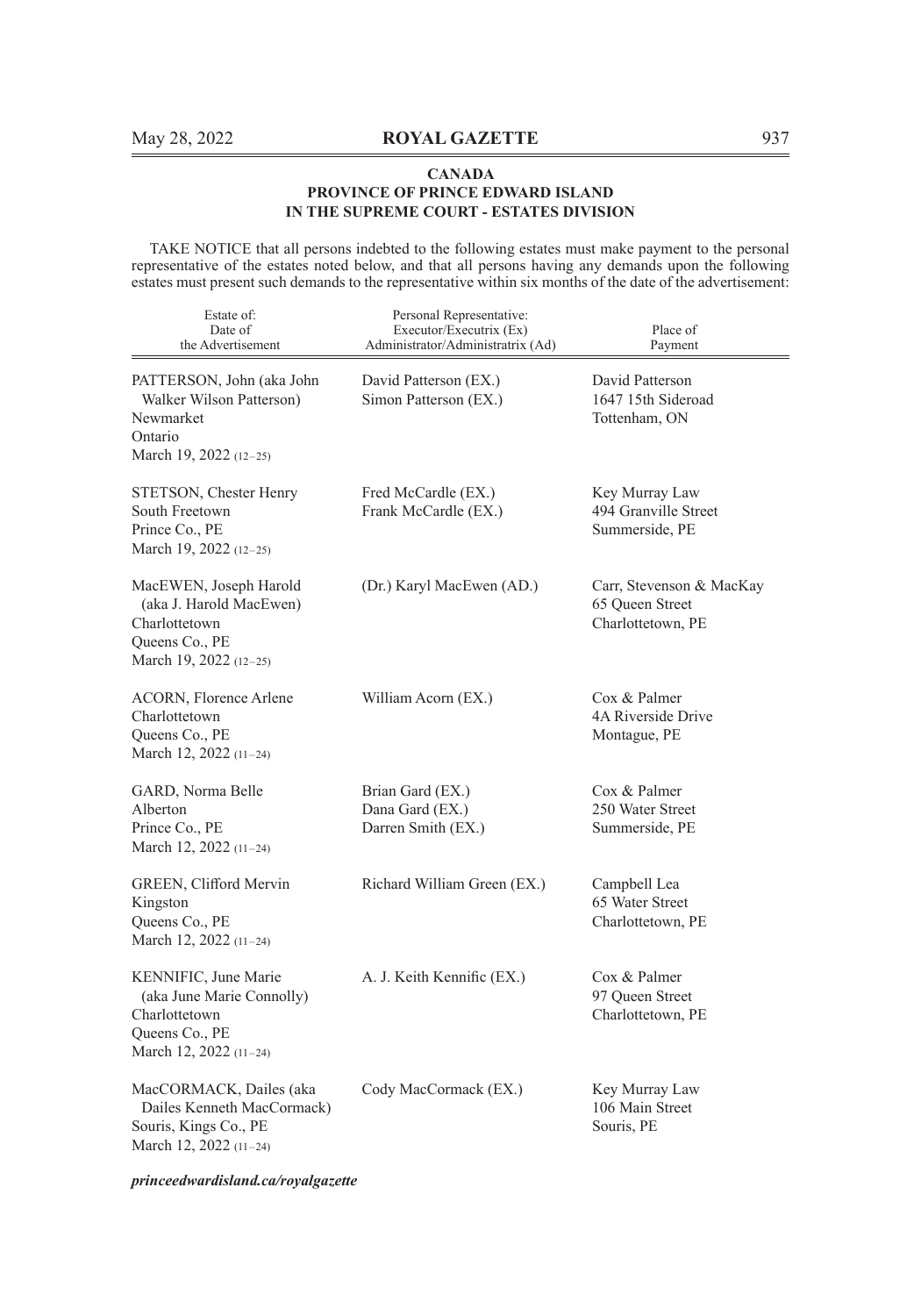**CANADA**
**PROVINCE OF PRINCE EDWARD ISLAND**
**IN THE SUPREME COURT - ESTATES DIVISION**

TAKE NOTICE that all persons indebted to the following estates must make payment to the personal representative of the estates noted below, and that all persons having any demands upon the following estates must present such demands to the representative within six months of the date of the advertisement:

| Estate of: Date of the Advertisement | Personal Representative: Executor/Executrix (Ex) Administrator/Administratrix (Ad) | Place of Payment |
|---|---|---|
| PATTERSON, John (aka John Walker Wilson Patterson) Newmarket Ontario March 19, 2022 (12–25) | David Patterson (EX.) Simon Patterson (EX.) | David Patterson 1647 15th Sideroad Tottenham, ON |
| STETSON, Chester Henry South Freetown Prince Co., PE March 19, 2022 (12–25) | Fred McCardle (EX.) Frank McCardle (EX.) | Key Murray Law 494 Granville Street Summerside, PE |
| MacEWEN, Joseph Harold (aka J. Harold MacEwen) Charlottetown Queens Co., PE March 19, 2022 (12–25) | (Dr.) Karyl MacEwen (AD.) | Carr, Stevenson & MacKay 65 Queen Street Charlottetown, PE |
| ACORN, Florence Arlene Charlottetown Queens Co., PE March 12, 2022 (11–24) | William Acorn (EX.) | Cox & Palmer 4A Riverside Drive Montague, PE |
| GARD, Norma Belle Alberton Prince Co., PE March 12, 2022 (11–24) | Brian Gard (EX.) Dana Gard (EX.) Darren Smith (EX.) | Cox & Palmer 250 Water Street Summerside, PE |
| GREEN, Clifford Mervin Kingston Queens Co., PE March 12, 2022 (11–24) | Richard William Green (EX.) | Campbell Lea 65 Water Street Charlottetown, PE |
| KENNIFIC, June Marie (aka June Marie Connolly) Charlottetown Queens Co., PE March 12, 2022 (11–24) | A. J. Keith Kennific (EX.) | Cox & Palmer 97 Queen Street Charlottetown, PE |
| MacCORMACK, Dailes (aka Dailes Kenneth MacCormack) Souris, Kings Co., PE March 12, 2022 (11–24) | Cody MacCormack (EX.) | Key Murray Law 106 Main Street Souris, PE |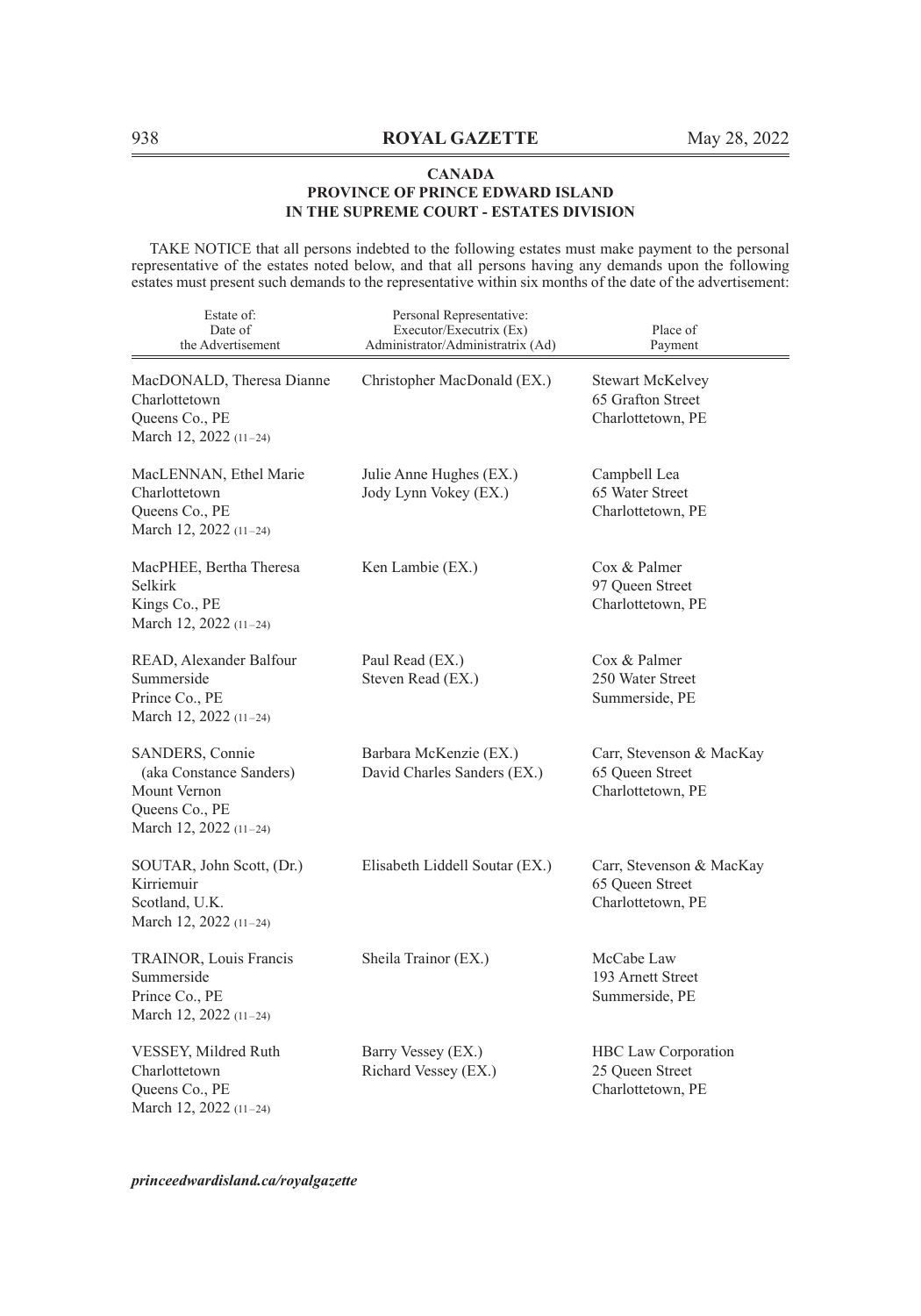**CANADA**
**PROVINCE OF PRINCE EDWARD ISLAND**
**IN THE SUPREME COURT - ESTATES DIVISION**

TAKE NOTICE that all persons indebted to the following estates must make payment to the personal representative of the estates noted below, and that all persons having any demands upon the following estates must present such demands to the representative within six months of the date of the advertisement:

| Estate of: Date of the Advertisement | Personal Representative: Executor/Executrix (Ex) Administrator/Administratrix (Ad) | Place of Payment |
|---|---|---|
| MacDONALD, Theresa Dianne<br>Charlottetown<br>Queens Co., PE<br>March 12, 2022 (11–24) | Christopher MacDonald (EX.) | Stewart McKelvey<br>65 Grafton Street<br>Charlottetown, PE |
| MacLENNAN, Ethel Marie<br>Charlottetown<br>Queens Co., PE<br>March 12, 2022 (11–24) | Julie Anne Hughes (EX.)<br>Jody Lynn Vokey (EX.) | Campbell Lea<br>65 Water Street<br>Charlottetown, PE |
| MacPHEE, Bertha Theresa<br>Selkirk<br>Kings Co., PE<br>March 12, 2022 (11–24) | Ken Lambie (EX.) | Cox & Palmer<br>97 Queen Street<br>Charlottetown, PE |
| READ, Alexander Balfour<br>Summerside<br>Prince Co., PE<br>March 12, 2022 (11–24) | Paul Read (EX.)<br>Steven Read (EX.) | Cox & Palmer<br>250 Water Street<br>Summerside, PE |
| SANDERS, Connie<br>(aka Constance Sanders)<br>Mount Vernon<br>Queens Co., PE<br>March 12, 2022 (11–24) | Barbara McKenzie (EX.)<br>David Charles Sanders (EX.) | Carr, Stevenson & MacKay<br>65 Queen Street<br>Charlottetown, PE |
| SOUTAR, John Scott, (Dr.)<br>Kirriemuir<br>Scotland, U.K.<br>March 12, 2022 (11–24) | Elisabeth Liddell Soutar (EX.) | Carr, Stevenson & MacKay<br>65 Queen Street<br>Charlottetown, PE |
| TRAINOR, Louis Francis<br>Summerside<br>Prince Co., PE<br>March 12, 2022 (11–24) | Sheila Trainor (EX.) | McCabe Law<br>193 Arnett Street<br>Summerside, PE |
| VESSEY, Mildred Ruth<br>Charlottetown<br>Queens Co., PE<br>March 12, 2022 (11–24) | Barry Vessey (EX.)<br>Richard Vessey (EX.) | HBC Law Corporation<br>25 Queen Street<br>Charlottetown, PE |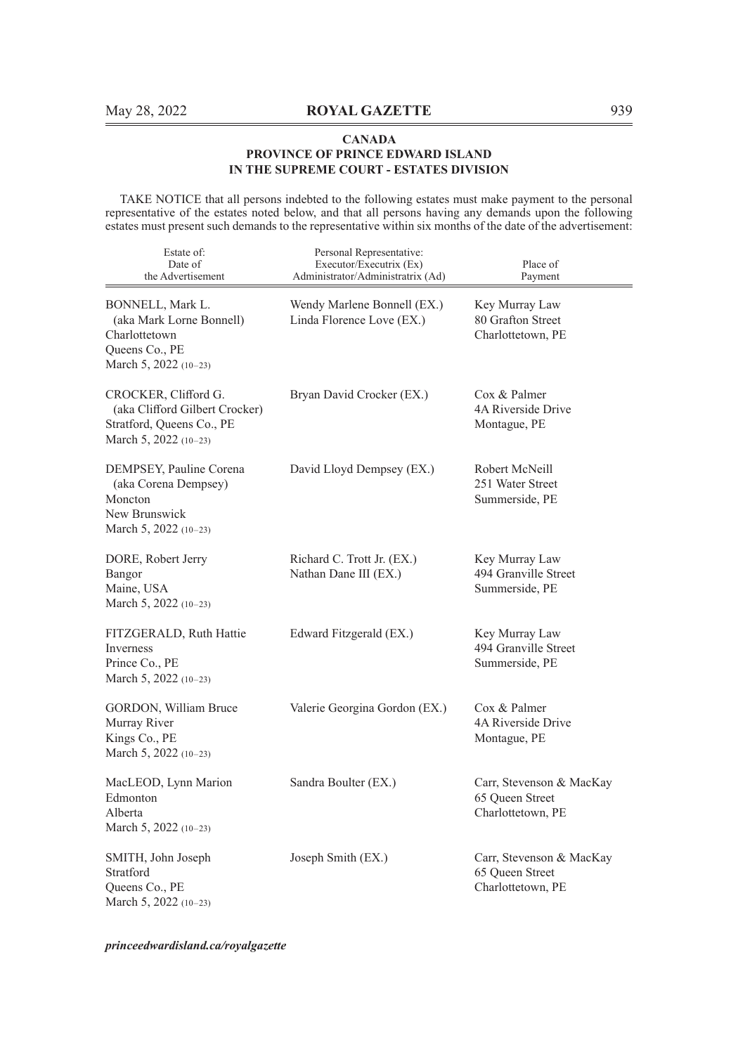**CANADA**
**PROVINCE OF PRINCE EDWARD ISLAND**
**IN THE SUPREME COURT - ESTATES DIVISION**

TAKE NOTICE that all persons indebted to the following estates must make payment to the personal representative of the estates noted below, and that all persons having any demands upon the following estates must present such demands to the representative within six months of the date of the advertisement:

| Estate of: Date of the Advertisement | Personal Representative: Executor/Executrix (Ex) Administrator/Administratrix (Ad) | Place of Payment |
|---|---|---|
| BONNELL, Mark L. (aka Mark Lorne Bonnell) Charlottetown Queens Co., PE March 5, 2022 (10–23) | Wendy Marlene Bonnell (EX.) Linda Florence Love (EX.) | Key Murray Law 80 Grafton Street Charlottetown, PE |
| CROCKER, Clifford G. (aka Clifford Gilbert Crocker) Stratford, Queens Co., PE March 5, 2022 (10–23) | Bryan David Crocker (EX.) | Cox & Palmer 4A Riverside Drive Montague, PE |
| DEMPSEY, Pauline Corena (aka Corena Dempsey) Moncton New Brunswick March 5, 2022 (10–23) | David Lloyd Dempsey (EX.) | Robert McNeill 251 Water Street Summerside, PE |
| DORE, Robert Jerry Bangor Maine, USA March 5, 2022 (10–23) | Richard C. Trott Jr. (EX.) Nathan Dane III (EX.) | Key Murray Law 494 Granville Street Summerside, PE |
| FITZGERALD, Ruth Hattie Inverness Prince Co., PE March 5, 2022 (10–23) | Edward Fitzgerald (EX.) | Key Murray Law 494 Granville Street Summerside, PE |
| GORDON, William Bruce Murray River Kings Co., PE March 5, 2022 (10–23) | Valerie Georgina Gordon (EX.) | Cox & Palmer 4A Riverside Drive Montague, PE |
| MacLEOD, Lynn Marion Edmonton Alberta March 5, 2022 (10–23) | Sandra Boulter (EX.) | Carr, Stevenson & MacKay 65 Queen Street Charlottetown, PE |
| SMITH, John Joseph Stratford Queens Co., PE March 5, 2022 (10–23) | Joseph Smith (EX.) | Carr, Stevenson & MacKay 65 Queen Street Charlottetown, PE |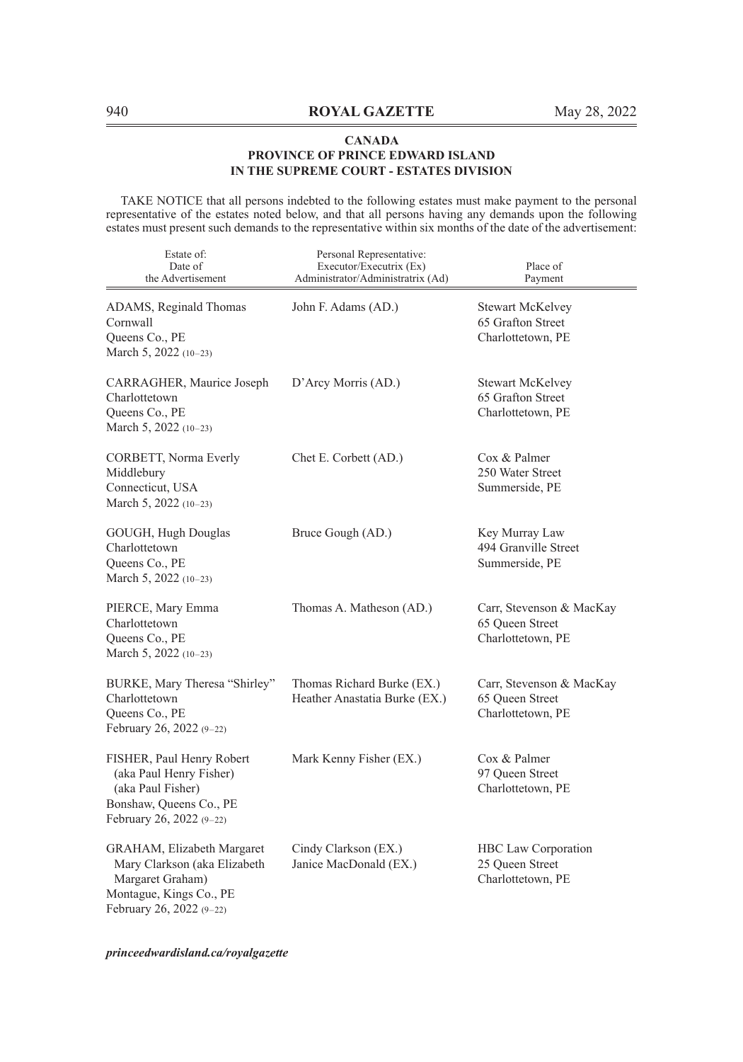**CANADA**
**PROVINCE OF PRINCE EDWARD ISLAND**
**IN THE SUPREME COURT - ESTATES DIVISION**

TAKE NOTICE that all persons indebted to the following estates must make payment to the personal representative of the estates noted below, and that all persons having any demands upon the following estates must present such demands to the representative within six months of the date of the advertisement:

| Estate of: Date of the Advertisement | Personal Representative: Executor/Executrix (Ex) Administrator/Administratrix (Ad) | Place of Payment |
|---|---|---|
| ADAMS, Reginald Thomas<br>Cornwall<br>Queens Co., PE<br>March 5, 2022 (10–23) | John F. Adams (AD.) | Stewart McKelvey<br>65 Grafton Street<br>Charlottetown, PE |
| CARRAGHER, Maurice Joseph<br>Charlottetown<br>Queens Co., PE<br>March 5, 2022 (10–23) | D'Arcy Morris (AD.) | Stewart McKelvey<br>65 Grafton Street<br>Charlottetown, PE |
| CORBETT, Norma Everly<br>Middlebury<br>Connecticut, USA<br>March 5, 2022 (10–23) | Chet E. Corbett (AD.) | Cox & Palmer<br>250 Water Street<br>Summerside, PE |
| GOUGH, Hugh Douglas<br>Charlottetown<br>Queens Co., PE<br>March 5, 2022 (10–23) | Bruce Gough (AD.) | Key Murray Law<br>494 Granville Street<br>Summerside, PE |
| PIERCE, Mary Emma<br>Charlottetown<br>Queens Co., PE<br>March 5, 2022 (10–23) | Thomas A. Matheson (AD.) | Carr, Stevenson & MacKay<br>65 Queen Street<br>Charlottetown, PE |
| BURKE, Mary Theresa "Shirley"<br>Charlottetown<br>Queens Co., PE<br>February 26, 2022 (9–22) | Thomas Richard Burke (EX.)<br>Heather Anastatia Burke (EX.) | Carr, Stevenson & MacKay<br>65 Queen Street<br>Charlottetown, PE |
| FISHER, Paul Henry Robert<br>(aka Paul Henry Fisher)<br>(aka Paul Fisher)<br>Bonshaw, Queens Co., PE<br>February 26, 2022 (9–22) | Mark Kenny Fisher (EX.) | Cox & Palmer<br>97 Queen Street<br>Charlottetown, PE |
| GRAHAM, Elizabeth Margaret Mary Clarkson (aka Elizabeth Margaret Graham)<br>Montague, Kings Co., PE<br>February 26, 2022 (9–22) | Cindy Clarkson (EX.)<br>Janice MacDonald (EX.) | HBC Law Corporation<br>25 Queen Street<br>Charlottetown, PE |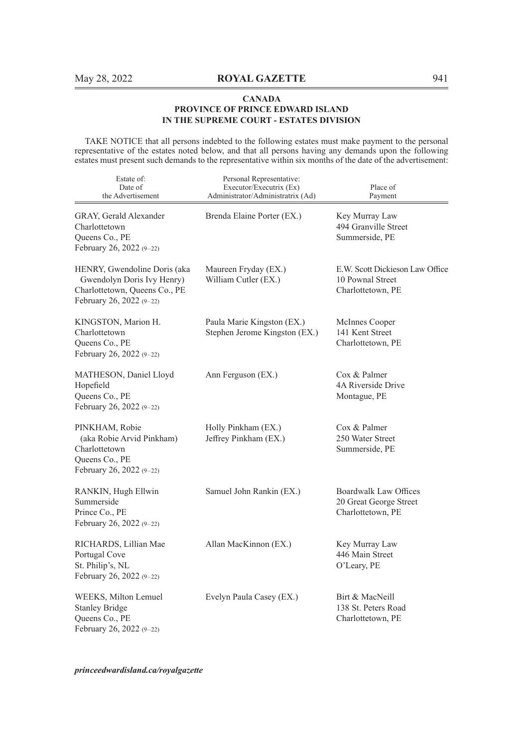## CANADA
## PROVINCE OF PRINCE EDWARD ISLAND
## IN THE SUPREME COURT - ESTATES DIVISION

TAKE NOTICE that all persons indebted to the following estates must make payment to the personal representative of the estates noted below, and that all persons having any demands upon the following estates must present such demands to the representative within six months of the date of the advertisement:

| Estate of: Date of the Advertisement | Personal Representative: Executor/Executrix (Ex) Administrator/Administratrix (Ad) | Place of Payment |
|---|---|---|
| GRAY, Gerald Alexander<br>Charlottetown<br>Queens Co., PE<br>February 26, 2022 (9–22) | Brenda Elaine Porter (EX.) | Key Murray Law<br>494 Granville Street<br>Summerside, PE |
| HENRY, Gwendoline Doris (aka Gwendolyn Doris Ivy Henry)<br>Charlottetown, Queens Co., PE<br>February 26, 2022 (9–22) | Maureen Fryday (EX.)<br>William Cutler (EX.) | E.W. Scott Dickieson Law Office<br>10 Pownal Street<br>Charlottetown, PE |
| KINGSTON, Marion H.<br>Charlottetown<br>Queens Co., PE<br>February 26, 2022 (9–22) | Paula Marie Kingston (EX.)<br>Stephen Jerome Kingston (EX.) | McInnes Cooper<br>141 Kent Street<br>Charlottetown, PE |
| MATHESON, Daniel Lloyd<br>Hopefield<br>Queens Co., PE<br>February 26, 2022 (9–22) | Ann Ferguson (EX.) | Cox & Palmer<br>4A Riverside Drive<br>Montague, PE |
| PINKHAM, Robie<br>(aka Robie Arvid Pinkham)<br>Charlottetown<br>Queens Co., PE<br>February 26, 2022 (9–22) | Holly Pinkham (EX.)<br>Jeffrey Pinkham (EX.) | Cox & Palmer<br>250 Water Street<br>Summerside, PE |
| RANKIN, Hugh Ellwin<br>Summerside<br>Prince Co., PE<br>February 26, 2022 (9–22) | Samuel John Rankin (EX.) | Boardwalk Law Offices<br>20 Great George Street<br>Charlottetown, PE |
| RICHARDS, Lillian Mae<br>Portugal Cove<br>St. Philip's, NL<br>February 26, 2022 (9–22) | Allan MacKinnon (EX.) | Key Murray Law<br>446 Main Street<br>O'Leary, PE |
| WEEKS, Milton Lemuel<br>Stanley Bridge<br>Queens Co., PE<br>February 26, 2022 (9–22) | Evelyn Paula Casey (EX.) | Birt & MacNeill<br>138 St. Peters Road<br>Charlottetown, PE |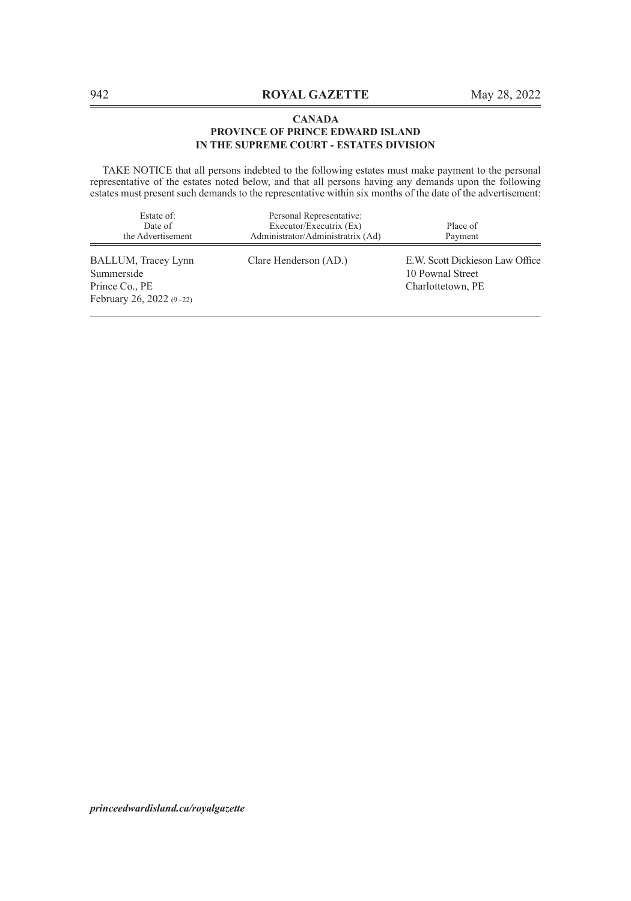**CANADA**
**PROVINCE OF PRINCE EDWARD ISLAND**
**IN THE SUPREME COURT - ESTATES DIVISION**

TAKE NOTICE that all persons indebted to the following estates must make payment to the personal representative of the estates noted below, and that all persons having any demands upon the following estates must present such demands to the representative within six months of the date of the advertisement:

| Estate of: Date of the Advertisement | Personal Representative: Executor/Executrix (Ex) Administrator/Administratrix (Ad) | Place of Payment |
|---|---|---|
| BALLUM, Tracey Lynn<br>Summerside<br>Prince Co., PE<br>February 26, 2022 (9–22) | Clare Henderson (AD.) | E.W. Scott Dickieson Law Office<br>10 Pownal Street<br>Charlottetown, PE |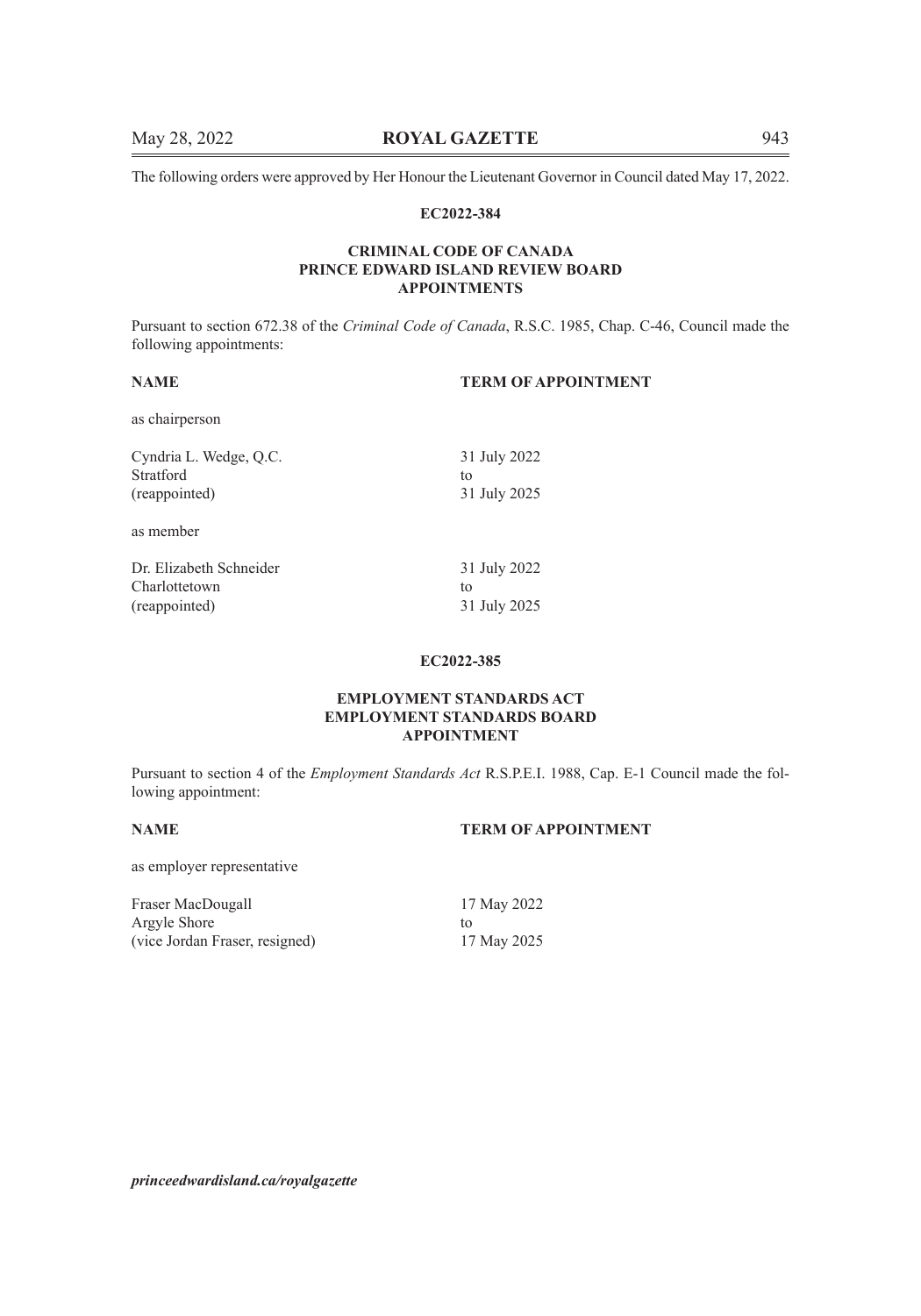The following orders were approved by Her Honour the Lieutenant Governor in Council dated May 17, 2022.

**EC2022-384**

**CRIMINAL CODE OF CANADA**
**PRINCE EDWARD ISLAND REVIEW BOARD**
**APPOINTMENTS**

Pursuant to section 672.38 of the *Criminal Code of Canada*, R.S.C. 1985, Chap. C-46, Council made the following appointments:

| NAME | TERM OF APPOINTMENT |
|---|---|
| as chairperson | |
| Cyndria L. Wedge, Q.C.<br>Stratford<br>(reappointed) | 31 July 2022<br>to<br>31 July 2025 |
| as member | |
| Dr. Elizabeth Schneider<br>Charlottetown<br>(reappointed) | 31 July 2022<br>to<br>31 July 2025 |

**EC2022-385**

**EMPLOYMENT STANDARDS ACT**
**EMPLOYMENT STANDARDS BOARD**
**APPOINTMENT**

Pursuant to section 4 of the *Employment Standards Act* R.S.P.E.I. 1988, Cap. E-1 Council made the following appointment:

| NAME | TERM OF APPOINTMENT |
|---|---|
| as employer representative | |
| Fraser MacDougall<br>Argyle Shore<br>(vice Jordan Fraser, resigned) | 17 May 2022<br>to<br>17 May 2025 |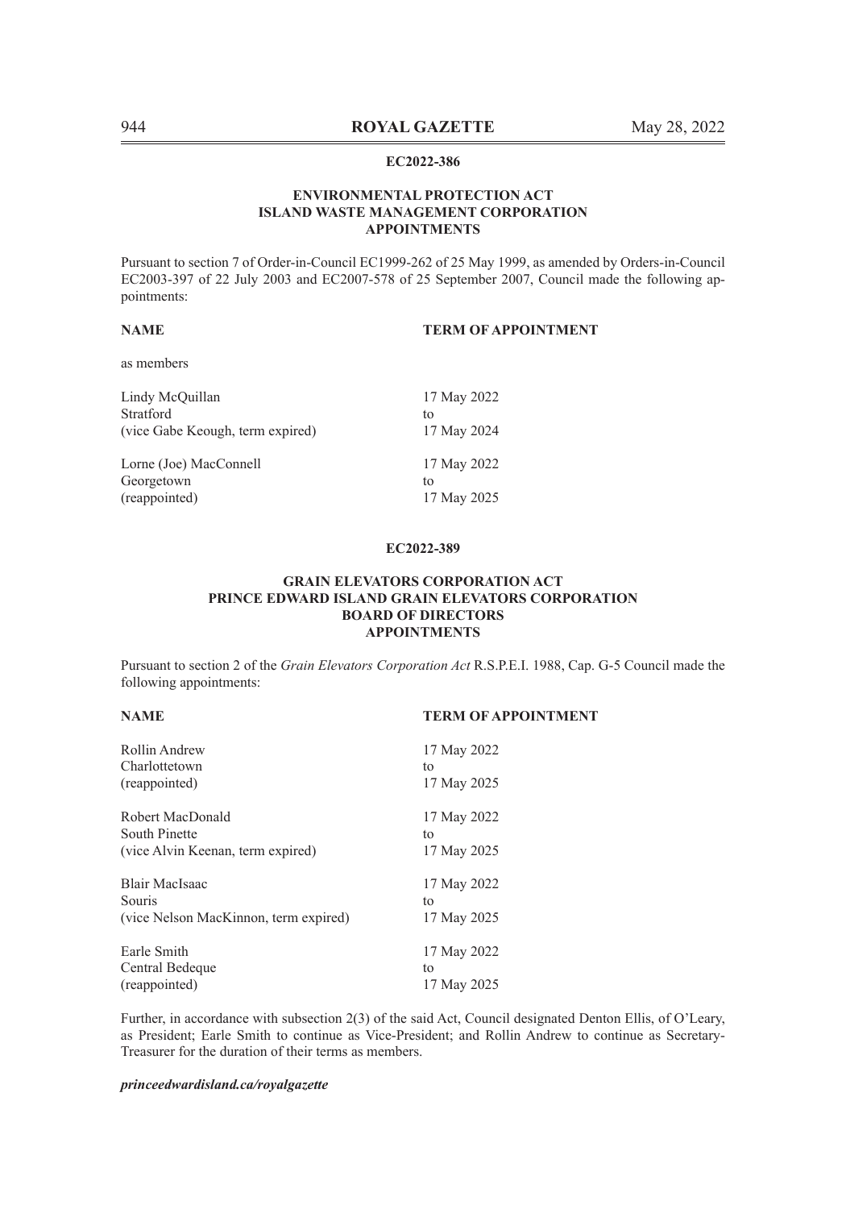**EC2022-386**

**ENVIRONMENTAL PROTECTION ACT**
**ISLAND WASTE MANAGEMENT CORPORATION**
**APPOINTMENTS**

Pursuant to section 7 of Order-in-Council EC1999-262 of 25 May 1999, as amended by Orders-in-Council EC2003-397 of 22 July 2003 and EC2007-578 of 25 September 2007, Council made the following appointments:

| **NAME** | **TERM OF APPOINTMENT** |
|---|---|
| as members | |
| Lindy McQuillan<br>Stratford<br>(vice Gabe Keough, term expired) | 17 May 2022<br>to<br>17 May 2024 |
| Lorne (Joe) MacConnell<br>Georgetown<br>(reappointed) | 17 May 2022<br>to<br>17 May 2025 |

**EC2022-389**

**GRAIN ELEVATORS CORPORATION ACT**
**PRINCE EDWARD ISLAND GRAIN ELEVATORS CORPORATION**
**BOARD OF DIRECTORS**
**APPOINTMENTS**

Pursuant to section 2 of the *Grain Elevators Corporation Act* R.S.P.E.I. 1988, Cap. G-5 Council made the following appointments:

| **NAME** | **TERM OF APPOINTMENT** |
|---|---|
| Rollin Andrew<br>Charlottetown<br>(reappointed) | 17 May 2022<br>to<br>17 May 2025 |
| Robert MacDonald<br>South Pinette<br>(vice Alvin Keenan, term expired) | 17 May 2022<br>to<br>17 May 2025 |
| Blair MacIsaac<br>Souris<br>(vice Nelson MacKinnon, term expired) | 17 May 2022<br>to<br>17 May 2025 |
| Earle Smith<br>Central Bedeque<br>(reappointed) | 17 May 2022<br>to<br>17 May 2025 |

Further, in accordance with subsection 2(3) of the said Act, Council designated Denton Ellis, of O'Leary, as President; Earle Smith to continue as Vice-President; and Rollin Andrew to continue as Secretary-Treasurer for the duration of their terms as members.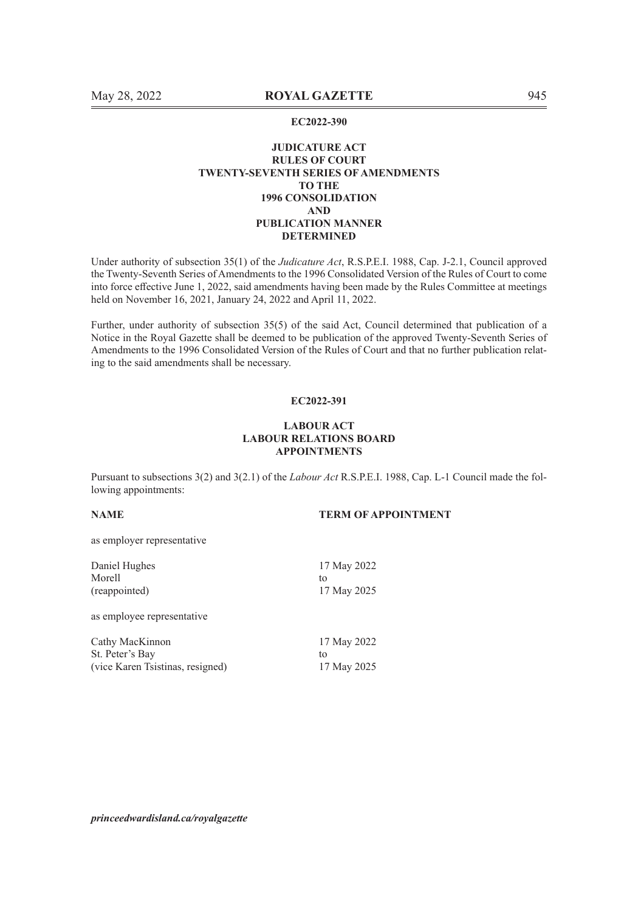**EC2022-390**

**JUDICATURE ACT**
**RULES OF COURT**
**TWENTY-SEVENTH SERIES OF AMENDMENTS**
**TO THE**
**1996 CONSOLIDATION**
**AND**
**PUBLICATION MANNER**
**DETERMINED**

Under authority of subsection 35(1) of the *Judicature Act*, R.S.P.E.I. 1988, Cap. J-2.1, Council approved the Twenty-Seventh Series of Amendments to the 1996 Consolidated Version of the Rules of Court to come into force effective June 1, 2022, said amendments having been made by the Rules Committee at meetings held on November 16, 2021, January 24, 2022 and April 11, 2022.

Further, under authority of subsection 35(5) of the said Act, Council determined that publication of a Notice in the Royal Gazette shall be deemed to be publication of the approved Twenty-Seventh Series of Amendments to the 1996 Consolidated Version of the Rules of Court and that no further publication relating to the said amendments shall be necessary.

**EC2022-391**

**LABOUR ACT**
**LABOUR RELATIONS BOARD**
**APPOINTMENTS**

Pursuant to subsections 3(2) and 3(2.1) of the *Labour Act* R.S.P.E.I. 1988, Cap. L-1 Council made the following appointments:

| NAME | TERM OF APPOINTMENT |
|---|---|
| as employer representative | |
| Daniel Hughes<br>Morell<br>(reappointed) | 17 May 2022<br>to<br>17 May 2025 |
| as employee representative | |
| Cathy MacKinnon<br>St. Peter's Bay<br>(vice Karen Tsistinas, resigned) | 17 May 2022<br>to<br>17 May 2025 |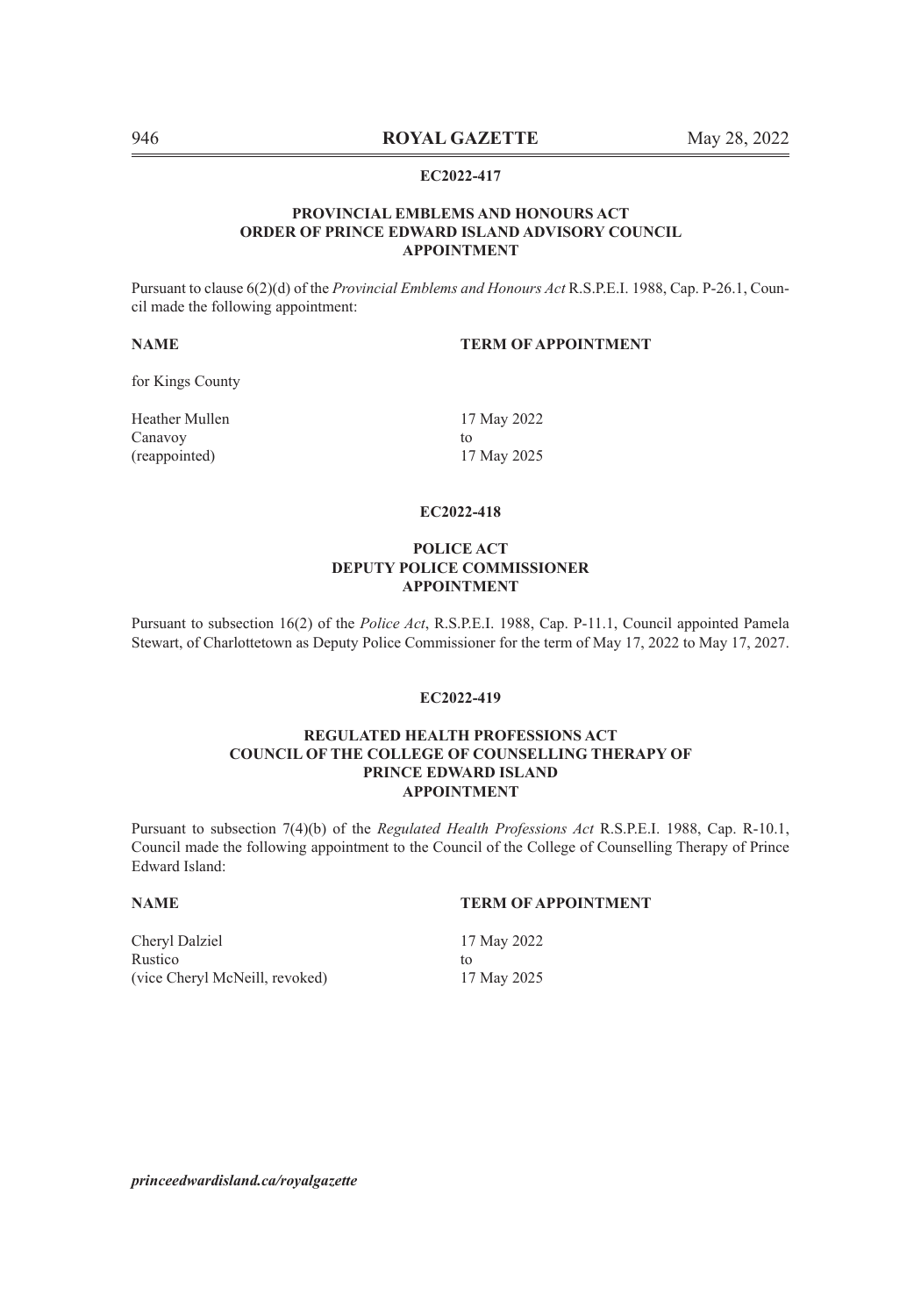**EC2022-417**

**PROVINCIAL EMBLEMS AND HONOURS ACT**
**ORDER OF PRINCE EDWARD ISLAND ADVISORY COUNCIL**
**APPOINTMENT**

Pursuant to clause 6(2)(d) of the *Provincial Emblems and Honours Act* R.S.P.E.I. 1988, Cap. P-26.1, Council made the following appointment:

| NAME | TERM OF APPOINTMENT |
|---|---|
| for Kings County | |
| Heather Mullen<br>Canavoy<br>(reappointed) | 17 May 2022<br>to<br>17 May 2025 |

**EC2022-418**

**POLICE ACT**
**DEPUTY POLICE COMMISSIONER**
**APPOINTMENT**

Pursuant to subsection 16(2) of the *Police Act*, R.S.P.E.I. 1988, Cap. P-11.1, Council appointed Pamela Stewart, of Charlottetown as Deputy Police Commissioner for the term of May 17, 2022 to May 17, 2027.

**EC2022-419**

**REGULATED HEALTH PROFESSIONS ACT**
**COUNCIL OF THE COLLEGE OF COUNSELLING THERAPY OF PRINCE EDWARD ISLAND**
**APPOINTMENT**

Pursuant to subsection 7(4)(b) of the *Regulated Health Professions Act* R.S.P.E.I. 1988, Cap. R-10.1, Council made the following appointment to the Council of the College of Counselling Therapy of Prince Edward Island:

| NAME | TERM OF APPOINTMENT |
|---|---|
| Cheryl Dalziel<br>Rustico<br>(vice Cheryl McNeill, revoked) | 17 May 2022<br>to<br>17 May 2025 |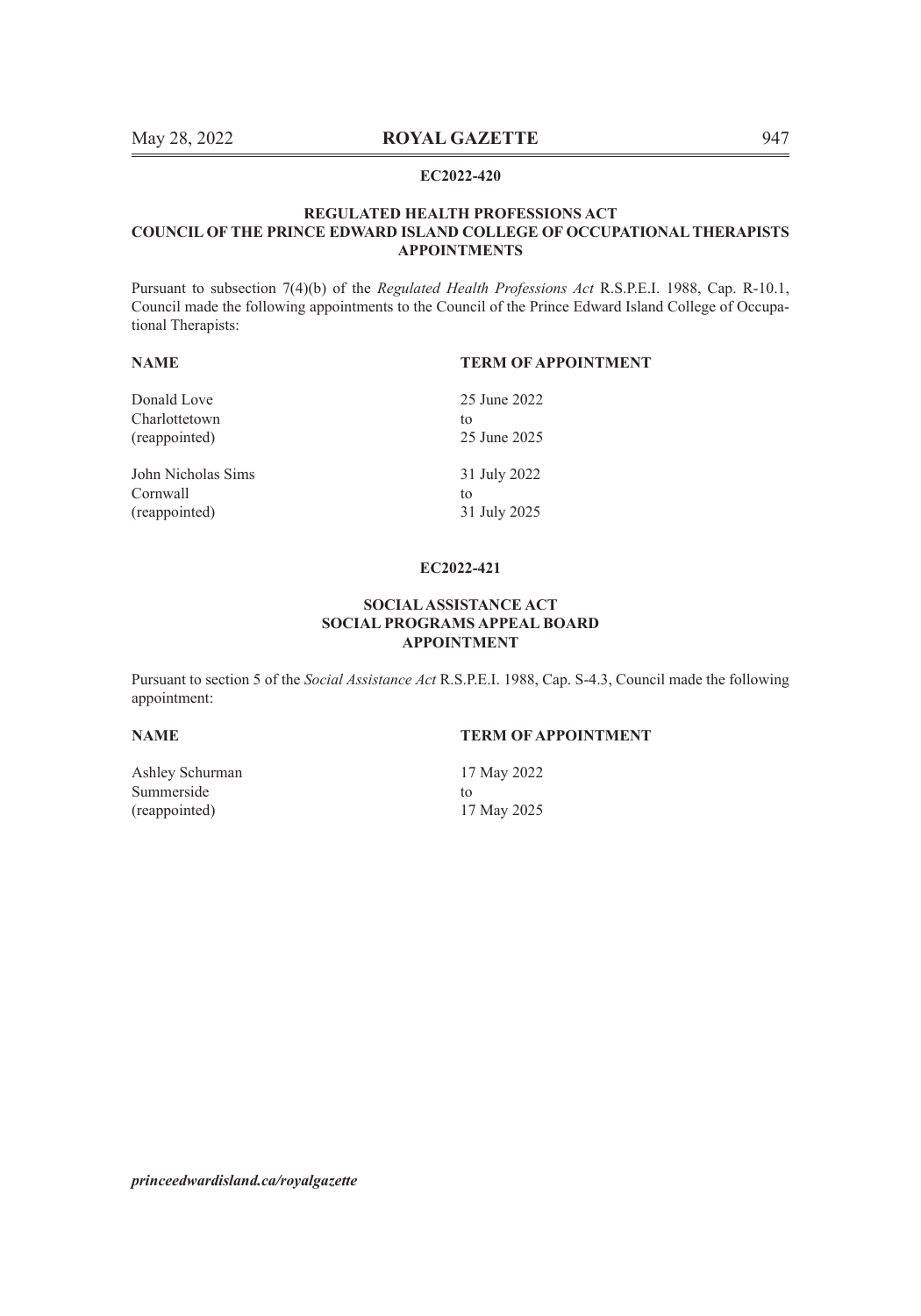**EC2022-420**

**REGULATED HEALTH PROFESSIONS ACT**
**COUNCIL OF THE PRINCE EDWARD ISLAND COLLEGE OF OCCUPATIONAL THERAPISTS**
**APPOINTMENTS**

Pursuant to subsection 7(4)(b) of the *Regulated Health Professions Act* R.S.P.E.I. 1988, Cap. R-10.1, Council made the following appointments to the Council of the Prince Edward Island College of Occupational Therapists:

| **NAME** | **TERM OF APPOINTMENT** |
|---|---|
| Donald Love<br>Charlottetown<br>(reappointed) | 25 June 2022<br>to<br>25 June 2025 |
| John Nicholas Sims<br>Cornwall<br>(reappointed) | 31 July 2022<br>to<br>31 July 2025 |

**EC2022-421**

**SOCIAL ASSISTANCE ACT**
**SOCIAL PROGRAMS APPEAL BOARD**
**APPOINTMENT**

Pursuant to section 5 of the *Social Assistance Act* R.S.P.E.I. 1988, Cap. S-4.3, Council made the following appointment:

| **NAME** | **TERM OF APPOINTMENT** |
|---|---|
| Ashley Schurman<br>Summerside<br>(reappointed) | 17 May 2022<br>to<br>17 May 2025 |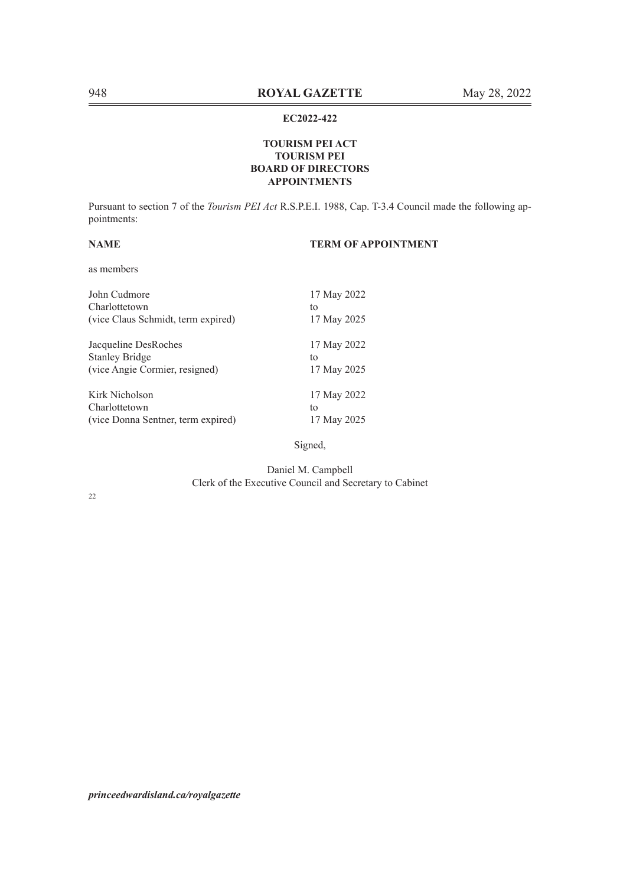**EC2022-422**

**TOURISM PEI ACT**
**TOURISM PEI**
**BOARD OF DIRECTORS**
**APPOINTMENTS**

Pursuant to section 7 of the *Tourism PEI Act* R.S.P.E.I. 1988, Cap. T-3.4 Council made the following appointments:

| **NAME** | **TERM OF APPOINTMENT** |
|---|---|
| as members | |
| John Cudmore<br>Charlottetown<br>(vice Claus Schmidt, term expired) | 17 May 2022<br>to<br>17 May 2025 |
| Jacqueline DesRoches<br>Stanley Bridge<br>(vice Angie Cormier, resigned) | 17 May 2022<br>to<br>17 May 2025 |
| Kirk Nicholson<br>Charlottetown<br>(vice Donna Sentner, term expired) | 17 May 2022<br>to<br>17 May 2025 |

Signed,

Daniel M. Campbell
Clerk of the Executive Council and Secretary to Cabinet

22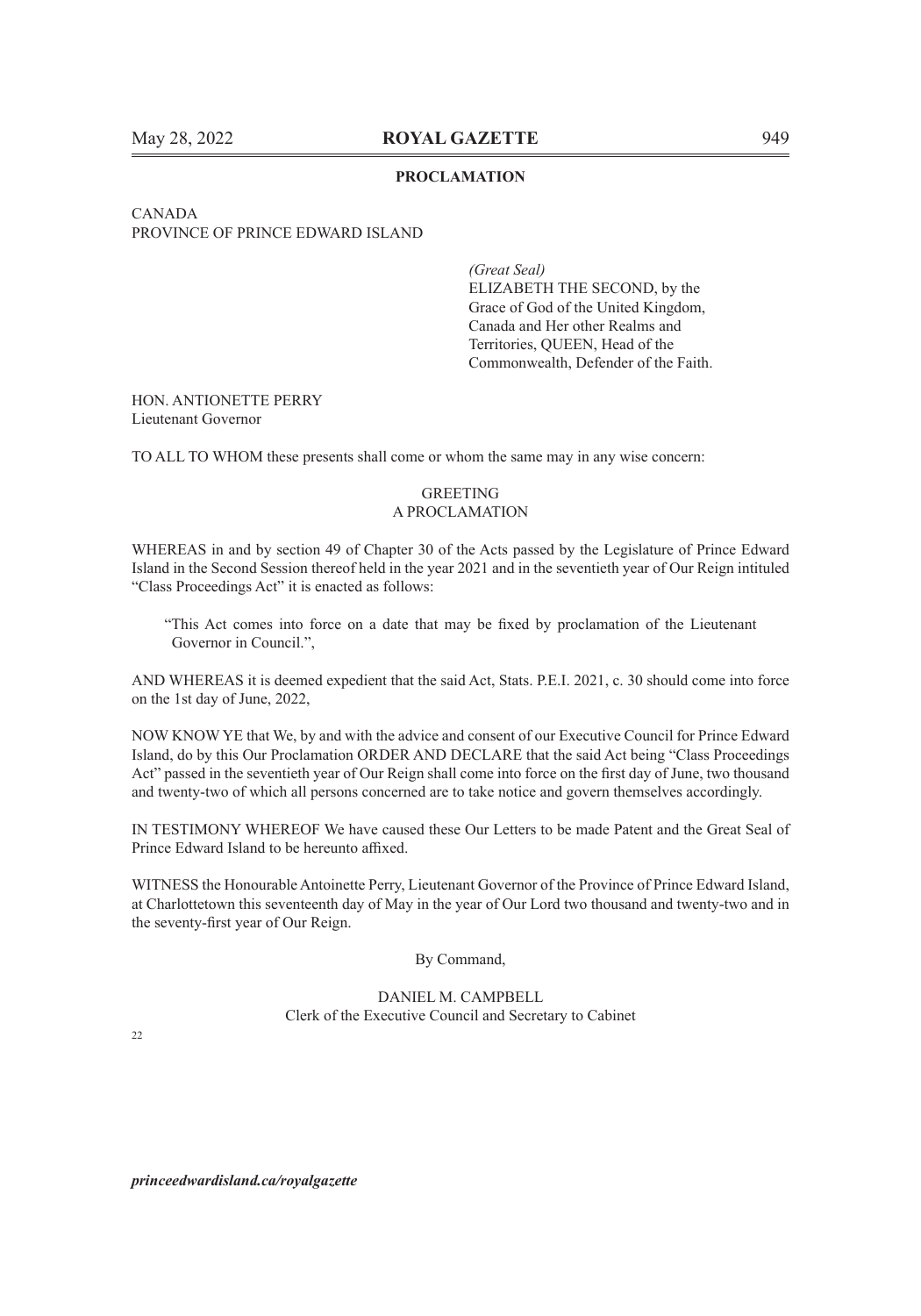## PROCLAMATION

CANADA
PROVINCE OF PRINCE EDWARD ISLAND

*(Great Seal)*
ELIZABETH THE SECOND, by the Grace of God of the United Kingdom, Canada and Her other Realms and Territories, QUEEN, Head of the Commonwealth, Defender of the Faith.

HON. ANTIONETTE PERRY
Lieutenant Governor

TO ALL TO WHOM these presents shall come or whom the same may in any wise concern:

GREETING
A PROCLAMATION

WHEREAS in and by section 49 of Chapter 30 of the Acts passed by the Legislature of Prince Edward Island in the Second Session thereof held in the year 2021 and in the seventieth year of Our Reign intituled "Class Proceedings Act" it is enacted as follows:

> "This Act comes into force on a date that may be fixed by proclamation of the Lieutenant Governor in Council.",

AND WHEREAS it is deemed expedient that the said Act, Stats. P.E.I. 2021, c. 30 should come into force on the 1st day of June, 2022,

NOW KNOW YE that We, by and with the advice and consent of our Executive Council for Prince Edward Island, do by this Our Proclamation ORDER AND DECLARE that the said Act being "Class Proceedings Act" passed in the seventieth year of Our Reign shall come into force on the first day of June, two thousand and twenty-two of which all persons concerned are to take notice and govern themselves accordingly.

IN TESTIMONY WHEREOF We have caused these Our Letters to be made Patent and the Great Seal of Prince Edward Island to be hereunto affixed.

WITNESS the Honourable Antoinette Perry, Lieutenant Governor of the Province of Prince Edward Island, at Charlottetown this seventeenth day of May in the year of Our Lord two thousand and twenty-two and in the seventy-first year of Our Reign.

By Command,

DANIEL M. CAMPBELL
Clerk of the Executive Council and Secretary to Cabinet

22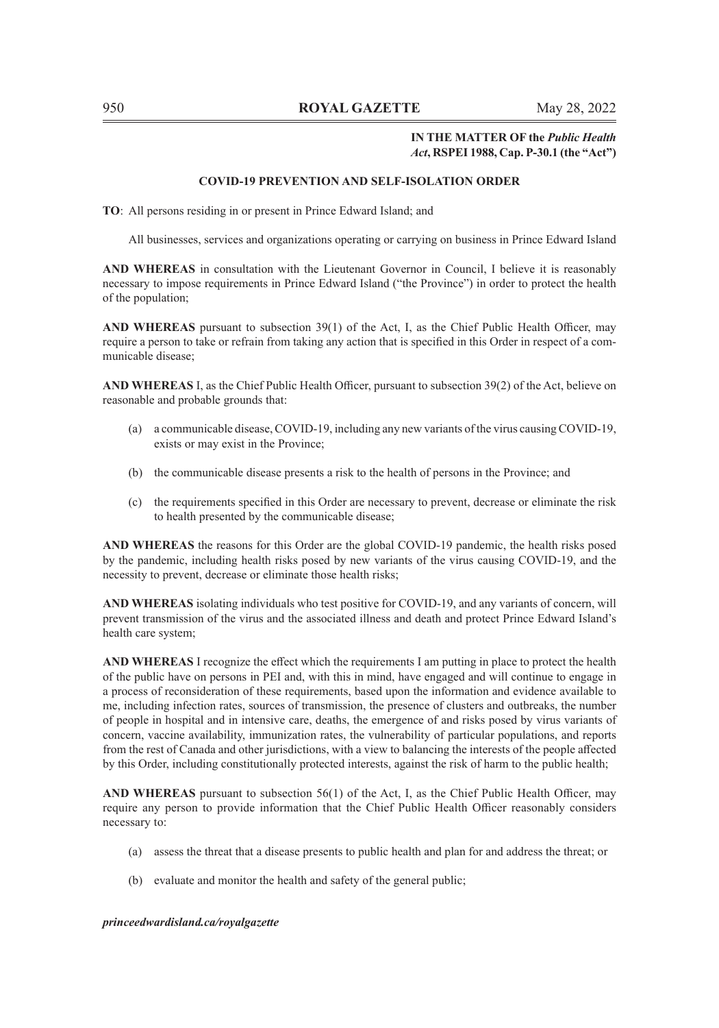**IN THE MATTER OF the *Public Health Act*, RSPEI 1988, Cap. P-30.1 (the "Act")**

## COVID-19 PREVENTION AND SELF-ISOLATION ORDER

**TO**: All persons residing in or present in Prince Edward Island; and

All businesses, services and organizations operating or carrying on business in Prince Edward Island

**AND WHEREAS** in consultation with the Lieutenant Governor in Council, I believe it is reasonably necessary to impose requirements in Prince Edward Island ("the Province") in order to protect the health of the population;

**AND WHEREAS** pursuant to subsection 39(1) of the Act, I, as the Chief Public Health Officer, may require a person to take or refrain from taking any action that is specified in this Order in respect of a communicable disease;

**AND WHEREAS** I, as the Chief Public Health Officer, pursuant to subsection 39(2) of the Act, believe on reasonable and probable grounds that:

(a) a communicable disease, COVID-19, including any new variants of the virus causing COVID-19, exists or may exist in the Province;

(b) the communicable disease presents a risk to the health of persons in the Province; and

(c) the requirements specified in this Order are necessary to prevent, decrease or eliminate the risk to health presented by the communicable disease;

**AND WHEREAS** the reasons for this Order are the global COVID-19 pandemic, the health risks posed by the pandemic, including health risks posed by new variants of the virus causing COVID-19, and the necessity to prevent, decrease or eliminate those health risks;

**AND WHEREAS** isolating individuals who test positive for COVID-19, and any variants of concern, will prevent transmission of the virus and the associated illness and death and protect Prince Edward Island's health care system;

**AND WHEREAS** I recognize the effect which the requirements I am putting in place to protect the health of the public have on persons in PEI and, with this in mind, have engaged and will continue to engage in a process of reconsideration of these requirements, based upon the information and evidence available to me, including infection rates, sources of transmission, the presence of clusters and outbreaks, the number of people in hospital and in intensive care, deaths, the emergence of and risks posed by virus variants of concern, vaccine availability, immunization rates, the vulnerability of particular populations, and reports from the rest of Canada and other jurisdictions, with a view to balancing the interests of the people affected by this Order, including constitutionally protected interests, against the risk of harm to the public health;

**AND WHEREAS** pursuant to subsection 56(1) of the Act, I, as the Chief Public Health Officer, may require any person to provide information that the Chief Public Health Officer reasonably considers necessary to:

(a) assess the threat that a disease presents to public health and plan for and address the threat; or

(b) evaluate and monitor the health and safety of the general public;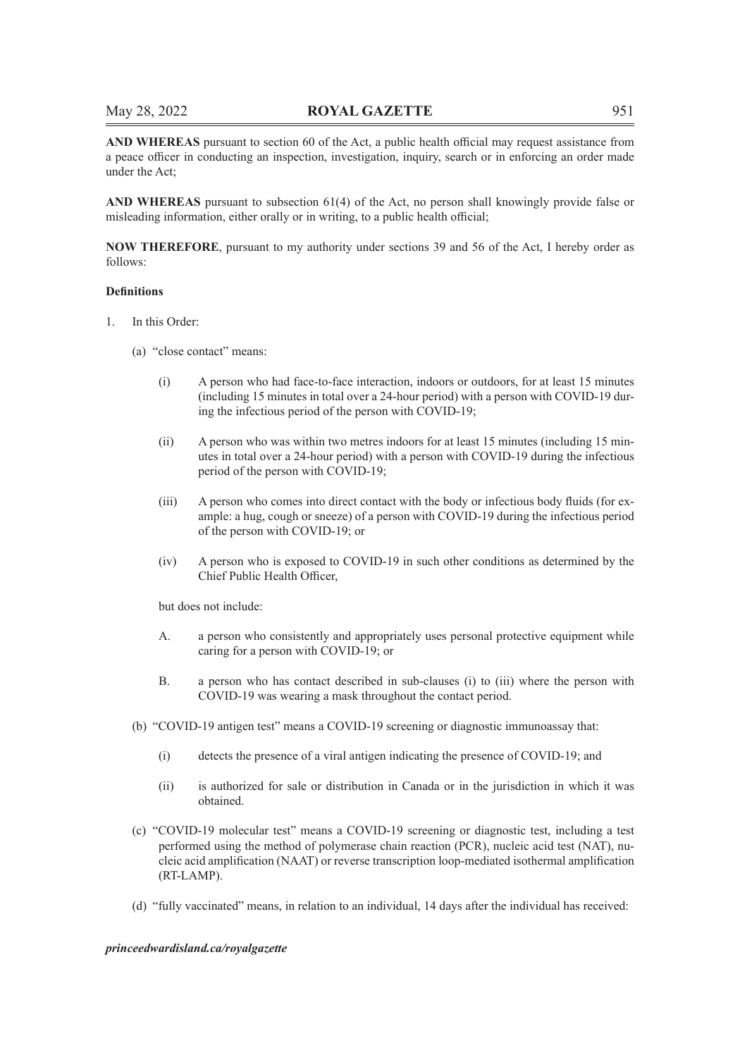**AND WHEREAS** pursuant to section 60 of the Act, a public health official may request assistance from a peace officer in conducting an inspection, investigation, inquiry, search or in enforcing an order made under the Act;

**AND WHEREAS** pursuant to subsection 61(4) of the Act, no person shall knowingly provide false or misleading information, either orally or in writing, to a public health official;

**NOW THEREFORE**, pursuant to my authority under sections 39 and 56 of the Act, I hereby order as follows:

**Definitions**

1. In this Order:

   (a) "close contact" means:

      (i) A person who had face-to-face interaction, indoors or outdoors, for at least 15 minutes (including 15 minutes in total over a 24-hour period) with a person with COVID-19 during the infectious period of the person with COVID-19;

      (ii) A person who was within two metres indoors for at least 15 minutes (including 15 minutes in total over a 24-hour period) with a person with COVID-19 during the infectious period of the person with COVID-19;

      (iii) A person who comes into direct contact with the body or infectious body fluids (for example: a hug, cough or sneeze) of a person with COVID-19 during the infectious period of the person with COVID-19; or

      (iv) A person who is exposed to COVID-19 in such other conditions as determined by the Chief Public Health Officer,

      but does not include:

      A. a person who consistently and appropriately uses personal protective equipment while caring for a person with COVID-19; or

      B. a person who has contact described in sub-clauses (i) to (iii) where the person with COVID-19 was wearing a mask throughout the contact period.

   (b) "COVID-19 antigen test" means a COVID-19 screening or diagnostic immunoassay that:

      (i) detects the presence of a viral antigen indicating the presence of COVID-19; and

      (ii) is authorized for sale or distribution in Canada or in the jurisdiction in which it was obtained.

   (c) "COVID-19 molecular test" means a COVID-19 screening or diagnostic test, including a test performed using the method of polymerase chain reaction (PCR), nucleic acid test (NAT), nucleic acid amplification (NAAT) or reverse transcription loop-mediated isothermal amplification (RT-LAMP).

   (d) "fully vaccinated" means, in relation to an individual, 14 days after the individual has received: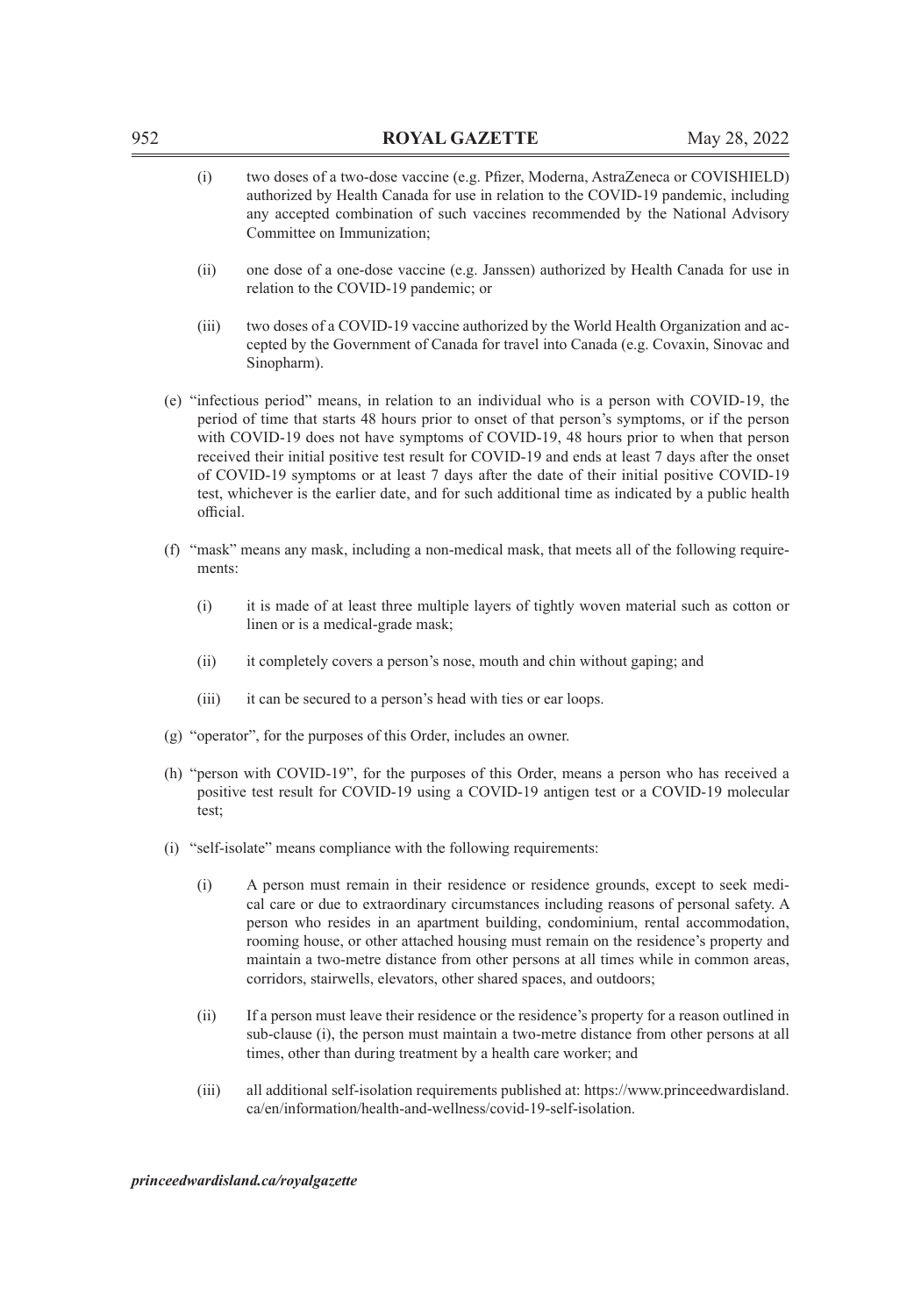(i) two doses of a two-dose vaccine (e.g. Pfizer, Moderna, AstraZeneca or COVISHIELD) authorized by Health Canada for use in relation to the COVID-19 pandemic, including any accepted combination of such vaccines recommended by the National Advisory Committee on Immunization;

(ii) one dose of a one-dose vaccine (e.g. Janssen) authorized by Health Canada for use in relation to the COVID-19 pandemic; or

(iii) two doses of a COVID-19 vaccine authorized by the World Health Organization and accepted by the Government of Canada for travel into Canada (e.g. Covaxin, Sinovac and Sinopharm).

(e) "infectious period" means, in relation to an individual who is a person with COVID-19, the period of time that starts 48 hours prior to onset of that person's symptoms, or if the person with COVID-19 does not have symptoms of COVID-19, 48 hours prior to when that person received their initial positive test result for COVID-19 and ends at least 7 days after the onset of COVID-19 symptoms or at least 7 days after the date of their initial positive COVID-19 test, whichever is the earlier date, and for such additional time as indicated by a public health official.

(f) "mask" means any mask, including a non-medical mask, that meets all of the following requirements:

(i) it is made of at least three multiple layers of tightly woven material such as cotton or linen or is a medical-grade mask;

(ii) it completely covers a person's nose, mouth and chin without gaping; and

(iii) it can be secured to a person's head with ties or ear loops.

(g) "operator", for the purposes of this Order, includes an owner.

(h) "person with COVID-19", for the purposes of this Order, means a person who has received a positive test result for COVID-19 using a COVID-19 antigen test or a COVID-19 molecular test;

(i) "self-isolate" means compliance with the following requirements:

(i) A person must remain in their residence or residence grounds, except to seek medical care or due to extraordinary circumstances including reasons of personal safety. A person who resides in an apartment building, condominium, rental accommodation, rooming house, or other attached housing must remain on the residence's property and maintain a two-metre distance from other persons at all times while in common areas, corridors, stairwells, elevators, other shared spaces, and outdoors;

(ii) If a person must leave their residence or the residence's property for a reason outlined in sub-clause (i), the person must maintain a two-metre distance from other persons at all times, other than during treatment by a health care worker; and

(iii) all additional self-isolation requirements published at: https://www.princeedwardisland.ca/en/information/health-and-wellness/covid-19-self-isolation.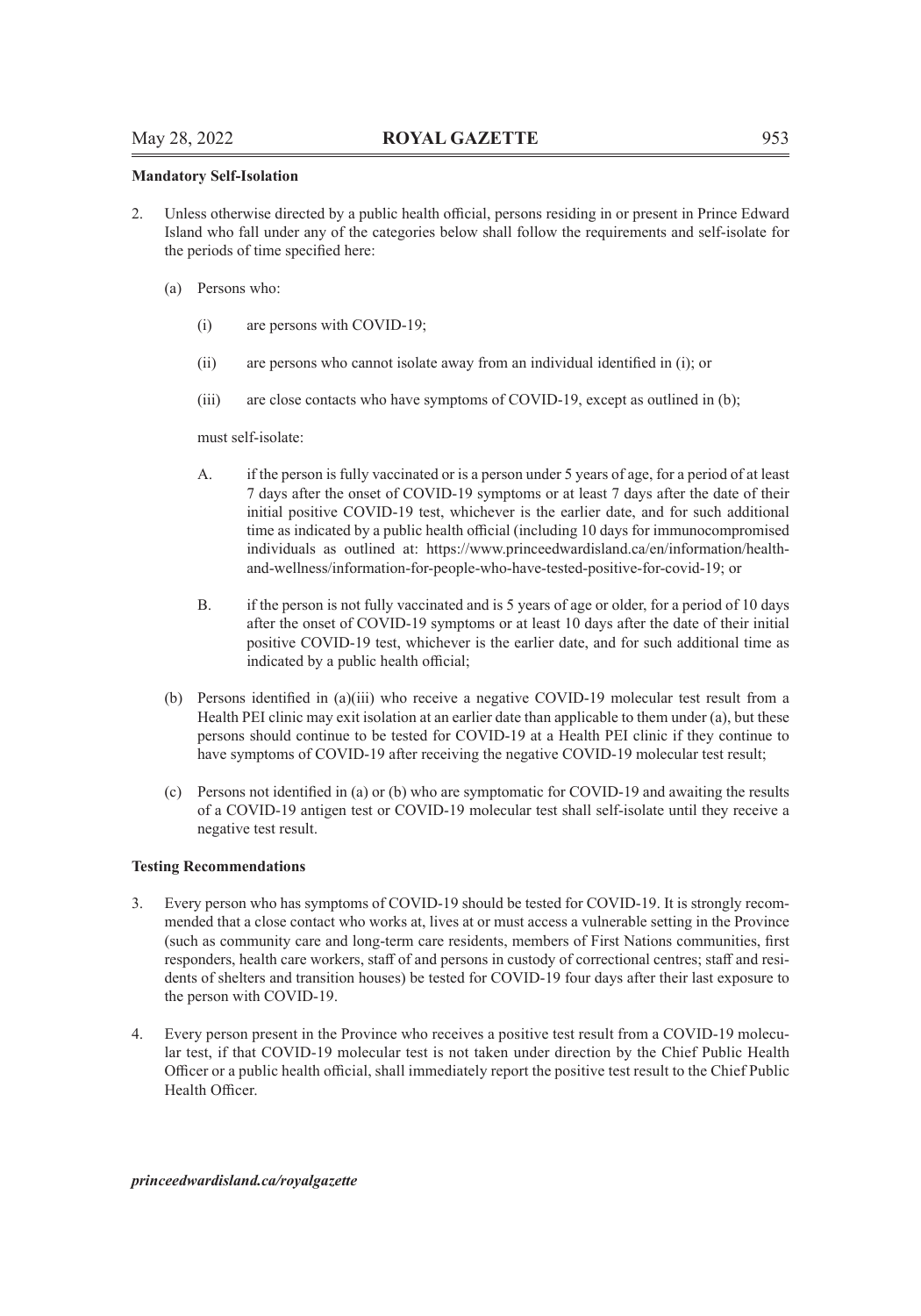**Mandatory Self-Isolation**

2. Unless otherwise directed by a public health official, persons residing in or present in Prince Edward Island who fall under any of the categories below shall follow the requirements and self-isolate for the periods of time specified here:

   (a) Persons who:

      (i) are persons with COVID-19;

      (ii) are persons who cannot isolate away from an individual identified in (i); or

      (iii) are close contacts who have symptoms of COVID-19, except as outlined in (b);

   must self-isolate:

      A. if the person is fully vaccinated or is a person under 5 years of age, for a period of at least 7 days after the onset of COVID-19 symptoms or at least 7 days after the date of their initial positive COVID-19 test, whichever is the earlier date, and for such additional time as indicated by a public health official (including 10 days for immunocompromised individuals as outlined at: https://www.princeedwardisland.ca/en/information/health-and-wellness/information-for-people-who-have-tested-positive-for-covid-19; or

      B. if the person is not fully vaccinated and is 5 years of age or older, for a period of 10 days after the onset of COVID-19 symptoms or at least 10 days after the date of their initial positive COVID-19 test, whichever is the earlier date, and for such additional time as indicated by a public health official;

   (b) Persons identified in (a)(iii) who receive a negative COVID-19 molecular test result from a Health PEI clinic may exit isolation at an earlier date than applicable to them under (a), but these persons should continue to be tested for COVID-19 at a Health PEI clinic if they continue to have symptoms of COVID-19 after receiving the negative COVID-19 molecular test result;

   (c) Persons not identified in (a) or (b) who are symptomatic for COVID-19 and awaiting the results of a COVID-19 antigen test or COVID-19 molecular test shall self-isolate until they receive a negative test result.

**Testing Recommendations**

3. Every person who has symptoms of COVID-19 should be tested for COVID-19. It is strongly recommended that a close contact who works at, lives at or must access a vulnerable setting in the Province (such as community care and long-term care residents, members of First Nations communities, first responders, health care workers, staff of and persons in custody of correctional centres; staff and residents of shelters and transition houses) be tested for COVID-19 four days after their last exposure to the person with COVID-19.

4. Every person present in the Province who receives a positive test result from a COVID-19 molecular test, if that COVID-19 molecular test is not taken under direction by the Chief Public Health Officer or a public health official, shall immediately report the positive test result to the Chief Public Health Officer.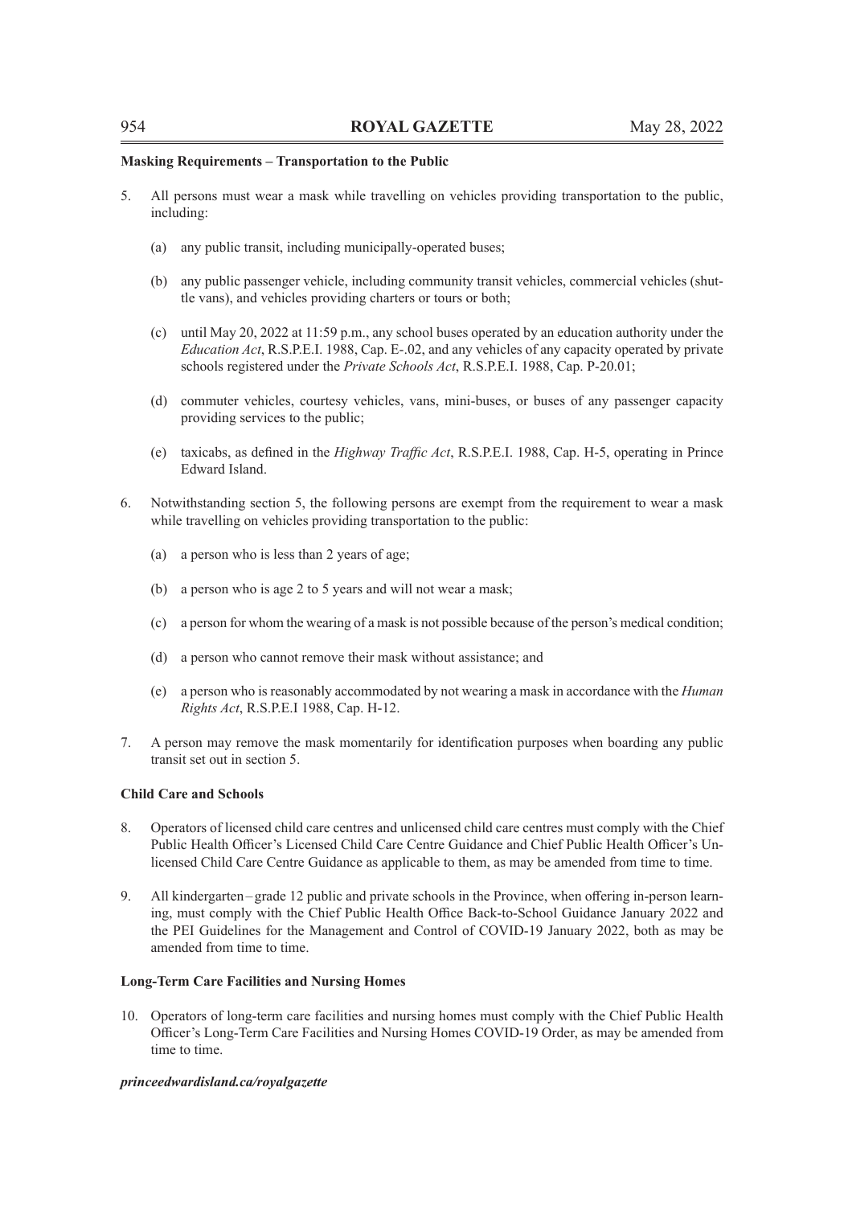**Masking Requirements – Transportation to the Public**

5. All persons must wear a mask while travelling on vehicles providing transportation to the public, including:

   (a) any public transit, including municipally-operated buses;

   (b) any public passenger vehicle, including community transit vehicles, commercial vehicles (shuttle vans), and vehicles providing charters or tours or both;

   (c) until May 20, 2022 at 11:59 p.m., any school buses operated by an education authority under the *Education Act*, R.S.P.E.I. 1988, Cap. E-.02, and any vehicles of any capacity operated by private schools registered under the *Private Schools Act*, R.S.P.E.I. 1988, Cap. P-20.01;

   (d) commuter vehicles, courtesy vehicles, vans, mini-buses, or buses of any passenger capacity providing services to the public;

   (e) taxicabs, as defined in the *Highway Traffic Act*, R.S.P.E.I. 1988, Cap. H-5, operating in Prince Edward Island.

6. Notwithstanding section 5, the following persons are exempt from the requirement to wear a mask while travelling on vehicles providing transportation to the public:

   (a) a person who is less than 2 years of age;

   (b) a person who is age 2 to 5 years and will not wear a mask;

   (c) a person for whom the wearing of a mask is not possible because of the person's medical condition;

   (d) a person who cannot remove their mask without assistance; and

   (e) a person who is reasonably accommodated by not wearing a mask in accordance with the *Human Rights Act*, R.S.P.E.I 1988, Cap. H-12.

7. A person may remove the mask momentarily for identification purposes when boarding any public transit set out in section 5.

**Child Care and Schools**

8. Operators of licensed child care centres and unlicensed child care centres must comply with the Chief Public Health Officer's Licensed Child Care Centre Guidance and Chief Public Health Officer's Unlicensed Child Care Centre Guidance as applicable to them, as may be amended from time to time.

9. All kindergarten – grade 12 public and private schools in the Province, when offering in-person learning, must comply with the Chief Public Health Office Back-to-School Guidance January 2022 and the PEI Guidelines for the Management and Control of COVID-19 January 2022, both as may be amended from time to time.

**Long-Term Care Facilities and Nursing Homes**

10. Operators of long-term care facilities and nursing homes must comply with the Chief Public Health Officer's Long-Term Care Facilities and Nursing Homes COVID-19 Order, as may be amended from time to time.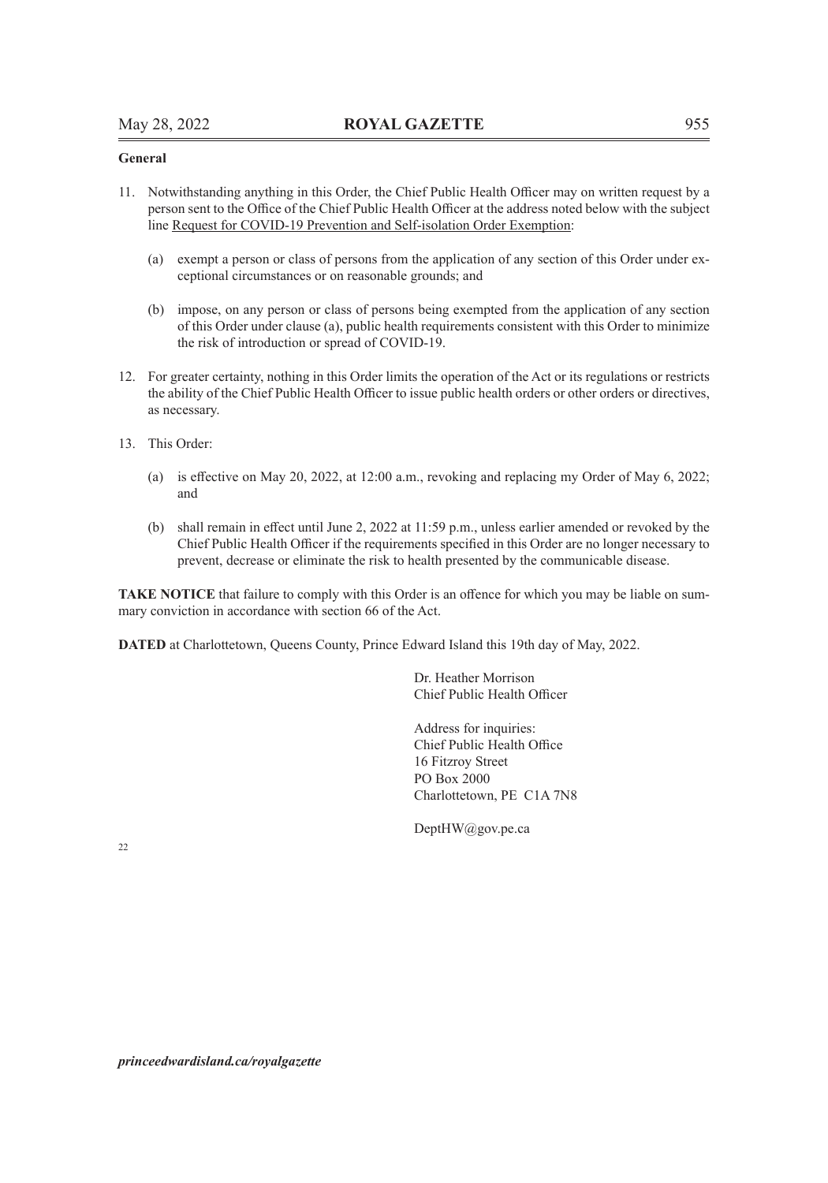**General**

11. Notwithstanding anything in this Order, the Chief Public Health Officer may on written request by a person sent to the Office of the Chief Public Health Officer at the address noted below with the subject line Request for COVID-19 Prevention and Self-isolation Order Exemption:

    (a) exempt a person or class of persons from the application of any section of this Order under exceptional circumstances or on reasonable grounds; and

    (b) impose, on any person or class of persons being exempted from the application of any section of this Order under clause (a), public health requirements consistent with this Order to minimize the risk of introduction or spread of COVID-19.

12. For greater certainty, nothing in this Order limits the operation of the Act or its regulations or restricts the ability of the Chief Public Health Officer to issue public health orders or other orders or directives, as necessary.

13. This Order:

    (a) is effective on May 20, 2022, at 12:00 a.m., revoking and replacing my Order of May 6, 2022; and

    (b) shall remain in effect until June 2, 2022 at 11:59 p.m., unless earlier amended or revoked by the Chief Public Health Officer if the requirements specified in this Order are no longer necessary to prevent, decrease or eliminate the risk to health presented by the communicable disease.

**TAKE NOTICE** that failure to comply with this Order is an offence for which you may be liable on summary conviction in accordance with section 66 of the Act.

**DATED** at Charlottetown, Queens County, Prince Edward Island this 19th day of May, 2022.

Dr. Heather Morrison
Chief Public Health Officer

Address for inquiries:
Chief Public Health Office
16 Fitzroy Street
PO Box 2000
Charlottetown, PE C1A 7N8

DeptHW@gov.pe.ca

22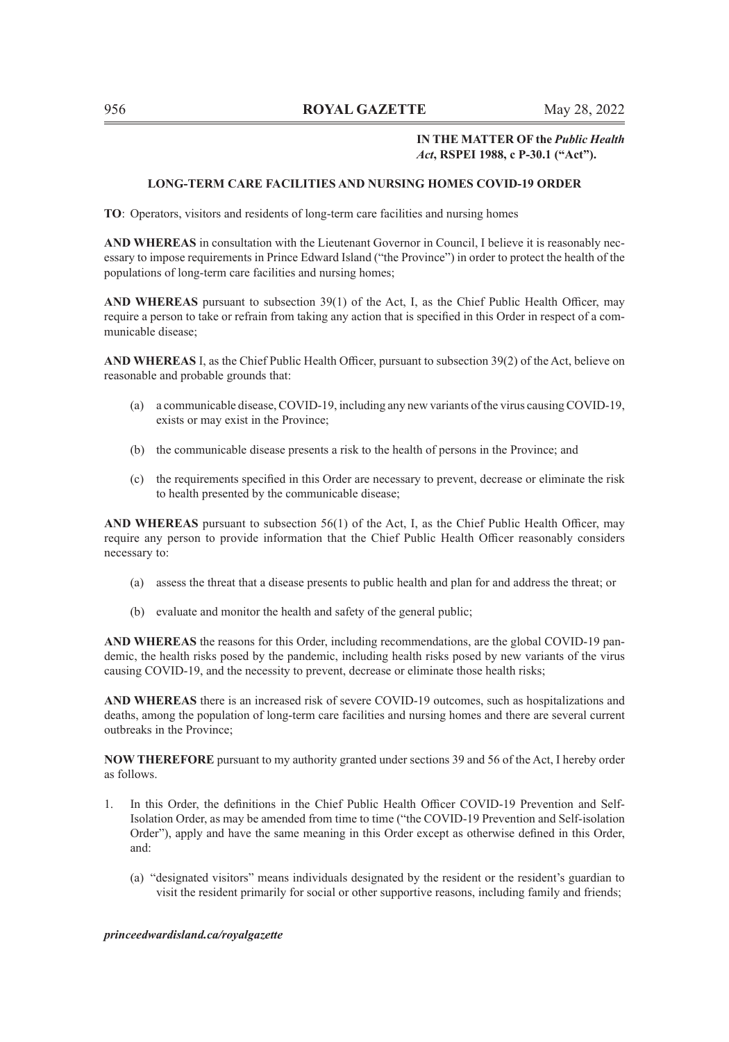**IN THE MATTER OF the *Public Health Act*, RSPEI 1988, c P-30.1 ("Act").**

## LONG-TERM CARE FACILITIES AND NURSING HOMES COVID-19 ORDER

**TO**: Operators, visitors and residents of long-term care facilities and nursing homes

**AND WHEREAS** in consultation with the Lieutenant Governor in Council, I believe it is reasonably necessary to impose requirements in Prince Edward Island ("the Province") in order to protect the health of the populations of long-term care facilities and nursing homes;

**AND WHEREAS** pursuant to subsection 39(1) of the Act, I, as the Chief Public Health Officer, may require a person to take or refrain from taking any action that is specified in this Order in respect of a communicable disease;

**AND WHEREAS** I, as the Chief Public Health Officer, pursuant to subsection 39(2) of the Act, believe on reasonable and probable grounds that:

(a) a communicable disease, COVID-19, including any new variants of the virus causing COVID-19, exists or may exist in the Province;

(b) the communicable disease presents a risk to the health of persons in the Province; and

(c) the requirements specified in this Order are necessary to prevent, decrease or eliminate the risk to health presented by the communicable disease;

**AND WHEREAS** pursuant to subsection 56(1) of the Act, I, as the Chief Public Health Officer, may require any person to provide information that the Chief Public Health Officer reasonably considers necessary to:

(a) assess the threat that a disease presents to public health and plan for and address the threat; or

(b) evaluate and monitor the health and safety of the general public;

**AND WHEREAS** the reasons for this Order, including recommendations, are the global COVID-19 pandemic, the health risks posed by the pandemic, including health risks posed by new variants of the virus causing COVID-19, and the necessity to prevent, decrease or eliminate those health risks;

**AND WHEREAS** there is an increased risk of severe COVID-19 outcomes, such as hospitalizations and deaths, among the population of long-term care facilities and nursing homes and there are several current outbreaks in the Province;

**NOW THEREFORE** pursuant to my authority granted under sections 39 and 56 of the Act, I hereby order as follows.

1. In this Order, the definitions in the Chief Public Health Officer COVID-19 Prevention and Self-Isolation Order, as may be amended from time to time ("the COVID-19 Prevention and Self-isolation Order"), apply and have the same meaning in this Order except as otherwise defined in this Order, and:

   (a) "designated visitors" means individuals designated by the resident or the resident's guardian to visit the resident primarily for social or other supportive reasons, including family and friends;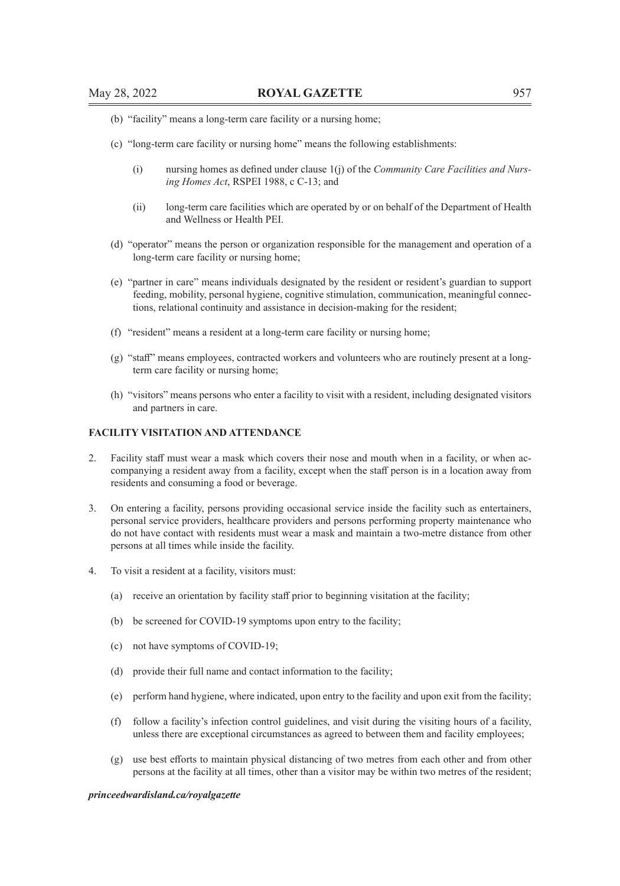(b) “facility” means a long-term care facility or a nursing home;

(c) “long-term care facility or nursing home” means the following establishments:

   (i) nursing homes as defined under clause 1(j) of the *Community Care Facilities and Nursing Homes Act*, RSPEI 1988, c C-13; and

   (ii) long-term care facilities which are operated by or on behalf of the Department of Health and Wellness or Health PEI.

(d) “operator” means the person or organization responsible for the management and operation of a long-term care facility or nursing home;

(e) “partner in care” means individuals designated by the resident or resident’s guardian to support feeding, mobility, personal hygiene, cognitive stimulation, communication, meaningful connections, relational continuity and assistance in decision-making for the resident;

(f) “resident” means a resident at a long-term care facility or nursing home;

(g) “staff” means employees, contracted workers and volunteers who are routinely present at a long-term care facility or nursing home;

(h) “visitors” means persons who enter a facility to visit with a resident, including designated visitors and partners in care.

**FACILITY VISITATION AND ATTENDANCE**

2. Facility staff must wear a mask which covers their nose and mouth when in a facility, or when accompanying a resident away from a facility, except when the staff person is in a location away from residents and consuming a food or beverage.

3. On entering a facility, persons providing occasional service inside the facility such as entertainers, personal service providers, healthcare providers and persons performing property maintenance who do not have contact with residents must wear a mask and maintain a two-metre distance from other persons at all times while inside the facility.

4. To visit a resident at a facility, visitors must:

   (a) receive an orientation by facility staff prior to beginning visitation at the facility;

   (b) be screened for COVID-19 symptoms upon entry to the facility;

   (c) not have symptoms of COVID-19;

   (d) provide their full name and contact information to the facility;

   (e) perform hand hygiene, where indicated, upon entry to the facility and upon exit from the facility;

   (f) follow a facility’s infection control guidelines, and visit during the visiting hours of a facility, unless there are exceptional circumstances as agreed to between them and facility employees;

   (g) use best efforts to maintain physical distancing of two metres from each other and from other persons at the facility at all times, other than a visitor may be within two metres of the resident;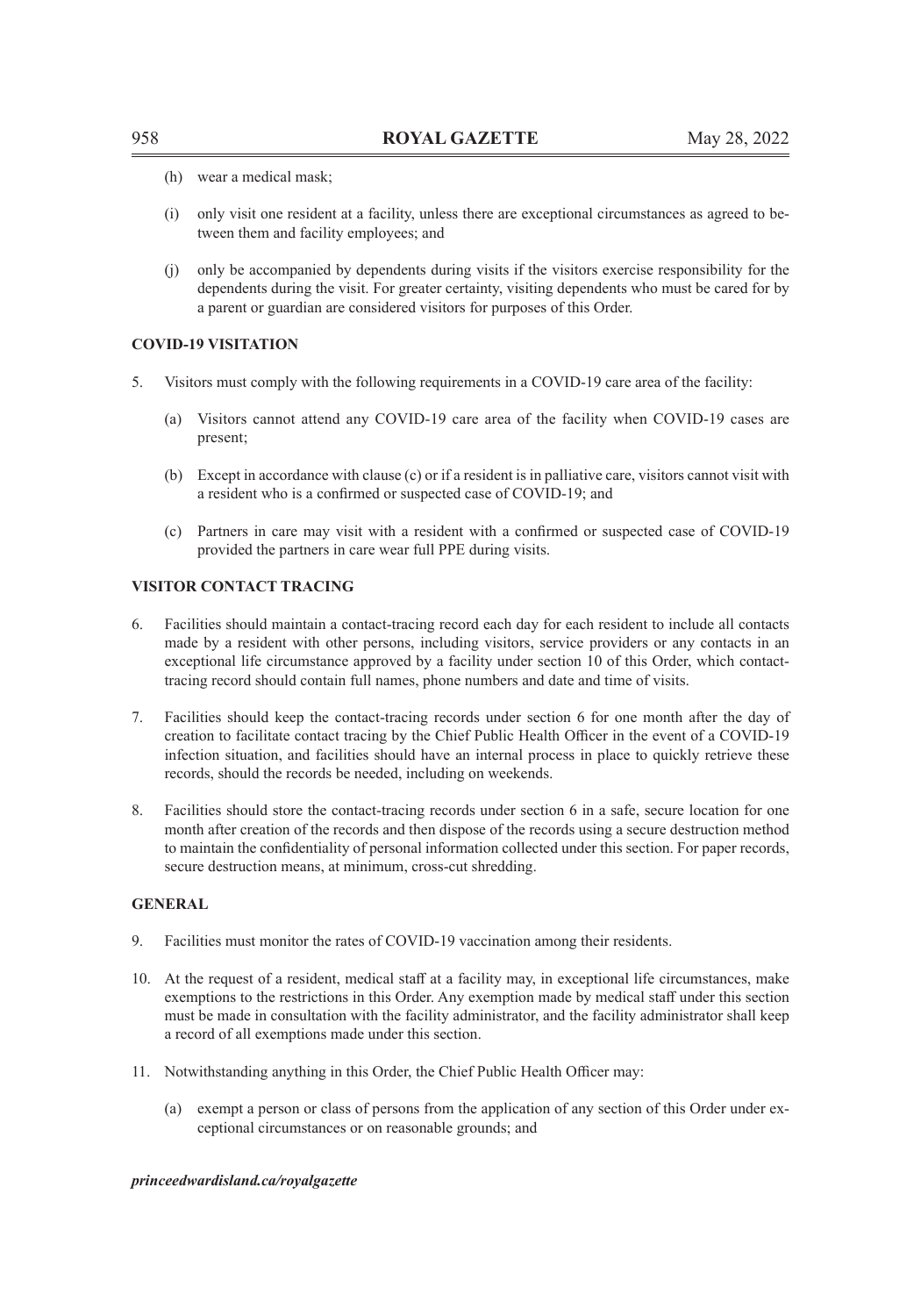(h) wear a medical mask;

(i) only visit one resident at a facility, unless there are exceptional circumstances as agreed to between them and facility employees; and

(j) only be accompanied by dependents during visits if the visitors exercise responsibility for the dependents during the visit. For greater certainty, visiting dependents who must be cared for by a parent or guardian are considered visitors for purposes of this Order.

**COVID-19 VISITATION**

5. Visitors must comply with the following requirements in a COVID-19 care area of the facility:

   (a) Visitors cannot attend any COVID-19 care area of the facility when COVID-19 cases are present;

   (b) Except in accordance with clause (c) or if a resident is in palliative care, visitors cannot visit with a resident who is a confirmed or suspected case of COVID-19; and

   (c) Partners in care may visit with a resident with a confirmed or suspected case of COVID-19 provided the partners in care wear full PPE during visits.

**VISITOR CONTACT TRACING**

6. Facilities should maintain a contact-tracing record each day for each resident to include all contacts made by a resident with other persons, including visitors, service providers or any contacts in an exceptional life circumstance approved by a facility under section 10 of this Order, which contact-tracing record should contain full names, phone numbers and date and time of visits.

7. Facilities should keep the contact-tracing records under section 6 for one month after the day of creation to facilitate contact tracing by the Chief Public Health Officer in the event of a COVID-19 infection situation, and facilities should have an internal process in place to quickly retrieve these records, should the records be needed, including on weekends.

8. Facilities should store the contact-tracing records under section 6 in a safe, secure location for one month after creation of the records and then dispose of the records using a secure destruction method to maintain the confidentiality of personal information collected under this section. For paper records, secure destruction means, at minimum, cross-cut shredding.

**GENERAL**

9. Facilities must monitor the rates of COVID-19 vaccination among their residents.

10. At the request of a resident, medical staff at a facility may, in exceptional life circumstances, make exemptions to the restrictions in this Order. Any exemption made by medical staff under this section must be made in consultation with the facility administrator, and the facility administrator shall keep a record of all exemptions made under this section.

11. Notwithstanding anything in this Order, the Chief Public Health Officer may:

    (a) exempt a person or class of persons from the application of any section of this Order under exceptional circumstances or on reasonable grounds; and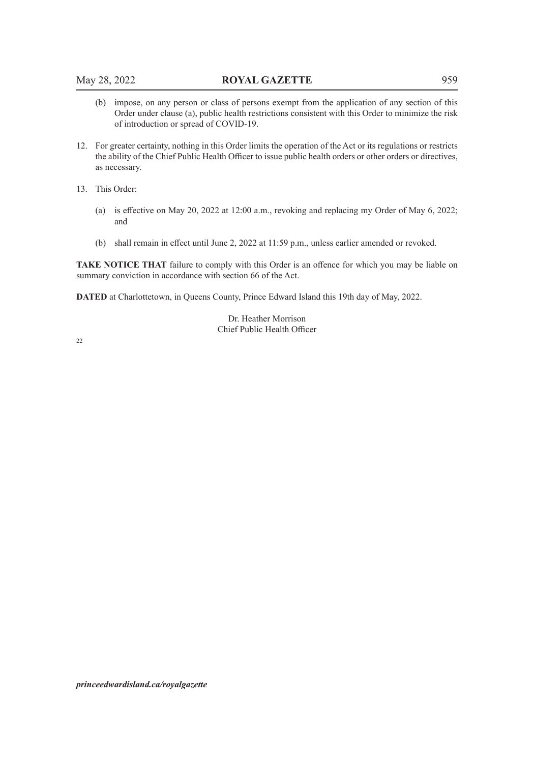(b) impose, on any person or class of persons exempt from the application of any section of this Order under clause (a), public health restrictions consistent with this Order to minimize the risk of introduction or spread of COVID-19.

12. For greater certainty, nothing in this Order limits the operation of the Act or its regulations or restricts the ability of the Chief Public Health Officer to issue public health orders or other orders or directives, as necessary.

13. This Order:

    (a) is effective on May 20, 2022 at 12:00 a.m., revoking and replacing my Order of May 6, 2022; and

    (b) shall remain in effect until June 2, 2022 at 11:59 p.m., unless earlier amended or revoked.

**TAKE NOTICE THAT** failure to comply with this Order is an offence for which you may be liable on summary conviction in accordance with section 66 of the Act.

**DATED** at Charlottetown, in Queens County, Prince Edward Island this 19th day of May, 2022.

Dr. Heather Morrison
Chief Public Health Officer

22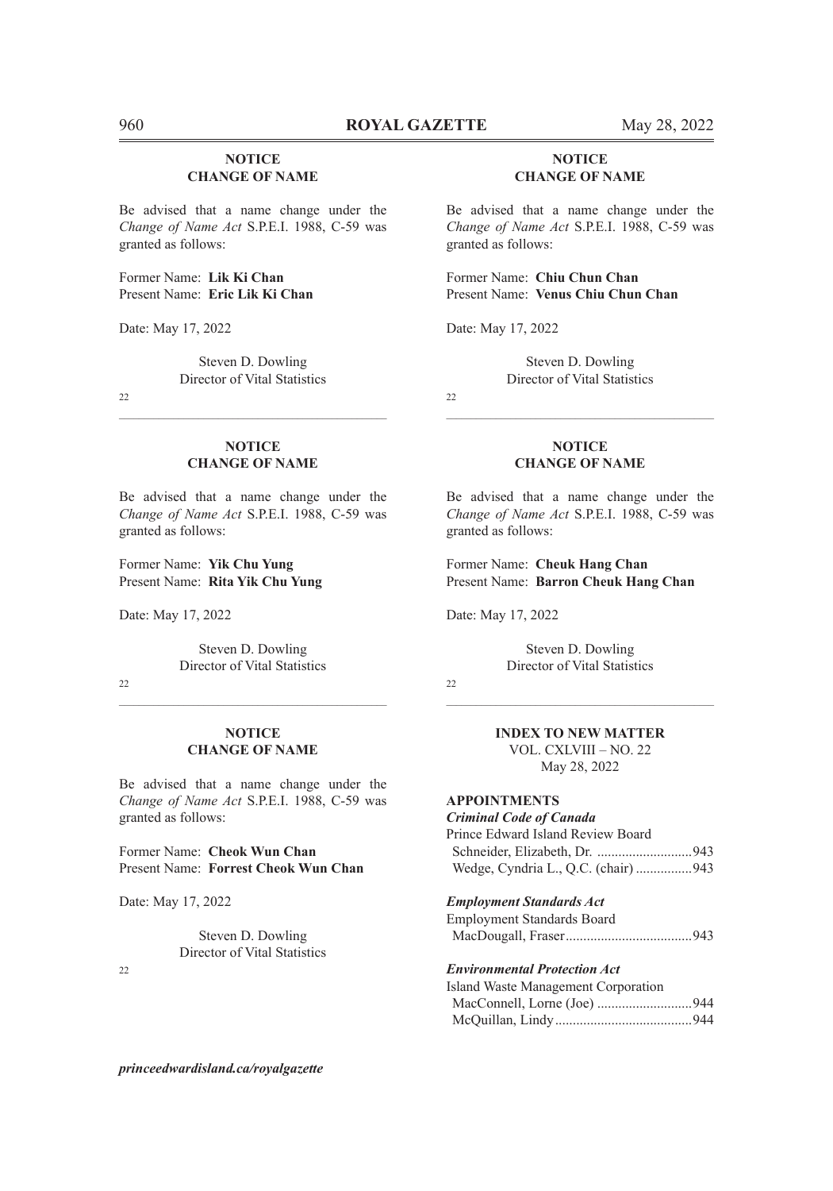**NOTICE**
**CHANGE OF NAME**

Be advised that a name change under the *Change of Name Act* S.P.E.I. 1988, C-59 was granted as follows:

Former Name: **Lik Ki Chan**
Present Name: **Eric Lik Ki Chan**

Date: May 17, 2022

Steven D. Dowling
Director of Vital Statistics

22

---

**NOTICE**
**CHANGE OF NAME**

Be advised that a name change under the *Change of Name Act* S.P.E.I. 1988, C-59 was granted as follows:

Former Name: **Yik Chu Yung**
Present Name: **Rita Yik Chu Yung**

Date: May 17, 2022

Steven D. Dowling
Director of Vital Statistics

22

---

**NOTICE**
**CHANGE OF NAME**

Be advised that a name change under the *Change of Name Act* S.P.E.I. 1988, C-59 was granted as follows:

Former Name: **Cheok Wun Chan**
Present Name: **Forrest Cheok Wun Chan**

Date: May 17, 2022

Steven D. Dowling
Director of Vital Statistics

22

---

**NOTICE**
**CHANGE OF NAME**

Be advised that a name change under the *Change of Name Act* S.P.E.I. 1988, C-59 was granted as follows:

Former Name: **Chiu Chun Chan**
Present Name: **Venus Chiu Chun Chan**

Date: May 17, 2022

Steven D. Dowling
Director of Vital Statistics

22

---

**NOTICE**
**CHANGE OF NAME**

Be advised that a name change under the *Change of Name Act* S.P.E.I. 1988, C-59 was granted as follows:

Former Name: **Cheuk Hang Chan**
Present Name: **Barron Cheuk Hang Chan**

Date: May 17, 2022

Steven D. Dowling
Director of Vital Statistics

22

---

**INDEX TO NEW MATTER**
VOL. CXLVIII – NO. 22
May 28, 2022

**APPOINTMENTS**

***Criminal Code of Canada***
Prince Edward Island Review Board
Schneider, Elizabeth, Dr. ............................943
Wedge, Cyndria L., Q.C. (chair) ................943

***Employment Standards Act***
Employment Standards Board
MacDougall, Fraser....................................943

***Environmental Protection Act***
Island Waste Management Corporation
MacConnell, Lorne (Joe) ...........................944
McQuillan, Lindy.......................................944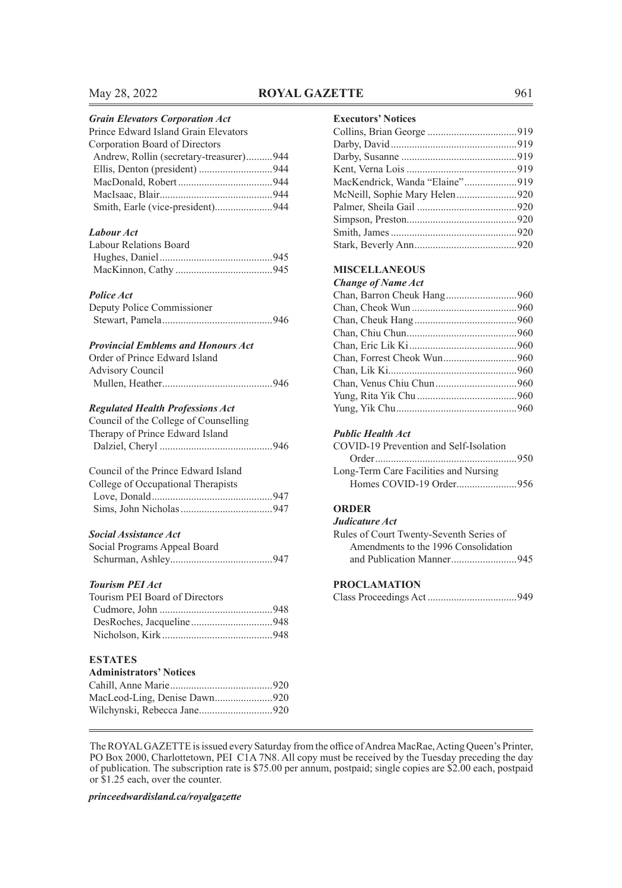***Grain Elevators Corporation Act***

Prince Edward Island Grain Elevators Corporation Board of Directors

Andrew, Rollin (secretary-treasurer)..........944
Ellis, Denton (president) ............................944
MacDonald, Robert ....................................944
MacIsaac, Blair...........................................944
Smith, Earle (vice-president)......................944

***Labour Act***

Labour Relations Board

Hughes, Daniel...........................................945
MacKinnon, Cathy .....................................945

***Police Act***

Deputy Police Commissioner

Stewart, Pamela..........................................946

***Provincial Emblems and Honours Act***

Order of Prince Edward Island Advisory Council

Mullen, Heather..........................................946

***Regulated Health Professions Act***

Council of the College of Counselling Therapy of Prince Edward Island

Dalziel, Cheryl ...........................................946

Council of the Prince Edward Island College of Occupational Therapists

Love, Donald..............................................947
Sims, John Nicholas...................................947

***Social Assistance Act***

Social Programs Appeal Board

Schurman, Ashley.......................................947

***Tourism PEI Act***

Tourism PEI Board of Directors

Cudmore, John ...........................................948
DesRoches, Jacqueline...............................948
Nicholson, Kirk ..........................................948

**ESTATES**

**Administrators' Notices**

Cahill, Anne Marie.......................................920
MacLeod-Ling, Denise Dawn......................920
Wilchynski, Rebecca Jane............................920

**Executors' Notices**

Collins, Brian George ..................................919
Darby, David ................................................919
Darby, Susanne ............................................919
Kent, Verna Lois ..........................................919
MacKendrick, Wanda "Elaine"....................919
McNeill, Sophie Mary Helen.......................920
Palmer, Sheila Gail ......................................920
Simpson, Preston..........................................920
Smith, James ................................................920
Stark, Beverly Ann.......................................920

**MISCELLANEOUS**

***Change of Name Act***

Chan, Barron Cheuk Hang...........................960
Chan, Cheok Wun ........................................960
Chan, Cheuk Hang.......................................960
Chan, Chiu Chun..........................................960
Chan, Eric Lik Ki.........................................960
Chan, Forrest Cheok Wun............................960
Chan, Lik Ki.................................................960
Chan, Venus Chiu Chun...............................960
Yung, Rita Yik Chu ......................................960
Yung, Yik Chu..............................................960

***Public Health Act***

COVID-19 Prevention and Self-Isolation Order......................................................950
Long-Term Care Facilities and Nursing Homes COVID-19 Order.......................956

**ORDER**

***Judicature Act***

Rules of Court Twenty-Seventh Series of Amendments to the 1996 Consolidation and Publication Manner.........................945

**PROCLAMATION**

Class Proceedings Act ..................................949

The ROYAL GAZETTE is issued every Saturday from the office of Andrea MacRae, Acting Queen's Printer, PO Box 2000, Charlottetown, PEI C1A 7N8. All copy must be received by the Tuesday preceding the day of publication. The subscription rate is $75.00 per annum, postpaid; single copies are $2.00 each, postpaid or $1.25 each, over the counter.

***princeedwardisland.ca/royalgazette***